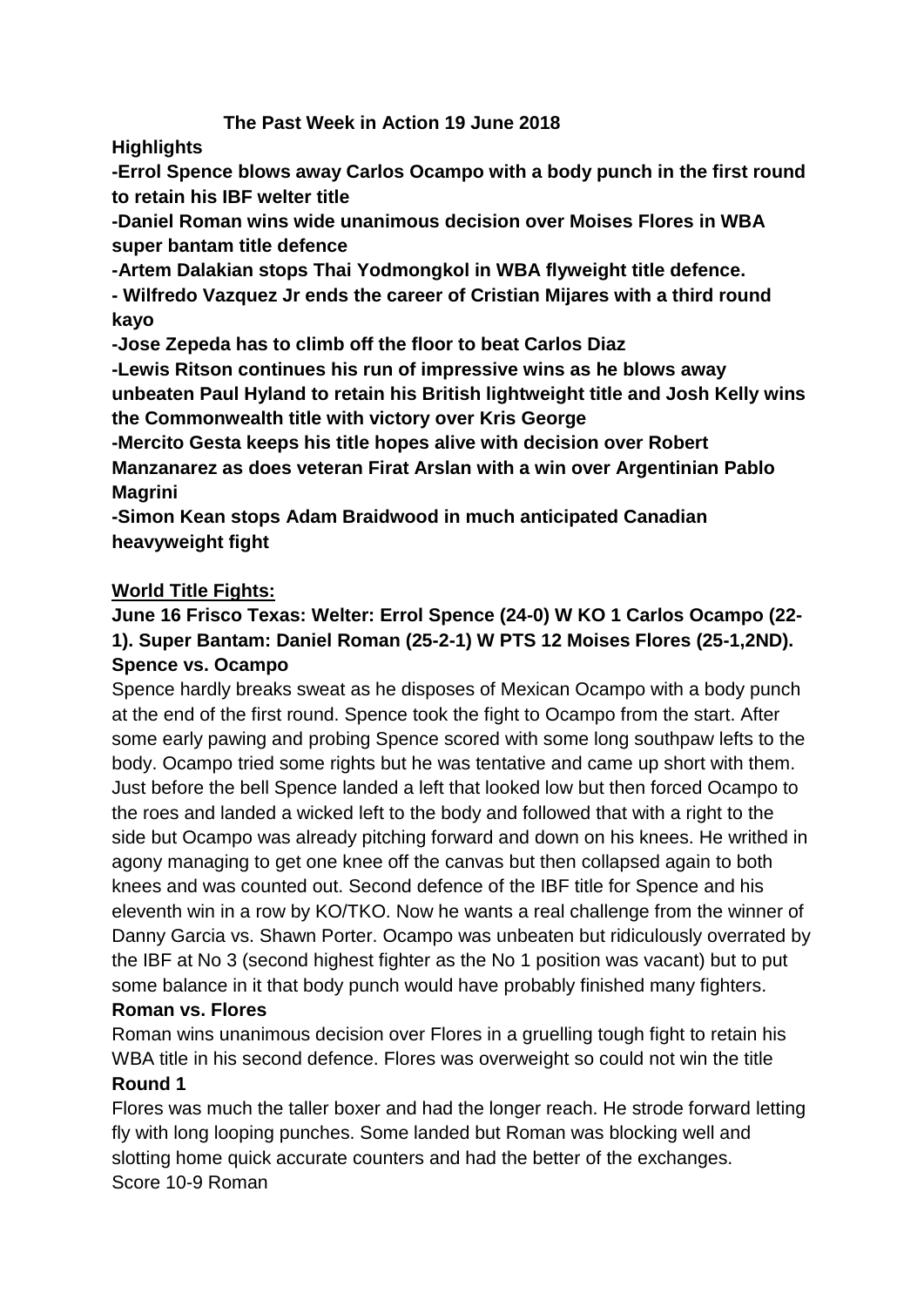**The Past Week in Action 19 June 2018**

**Highlights**

**-Errol Spence blows away Carlos Ocampo with a body punch in the first round to retain his IBF welter title**

**-Daniel Roman wins wide unanimous decision over Moises Flores in WBA super bantam title defence**

**-Artem Dalakian stops Thai Yodmongkol in WBA flyweight title defence.**

**- Wilfredo Vazquez Jr ends the career of Cristian Mijares with a third round kayo**

**-Jose Zepeda has to climb off the floor to beat Carlos Diaz**

**-Lewis Ritson continues his run of impressive wins as he blows away unbeaten Paul Hyland to retain his British lightweight title and Josh Kelly wins the Commonwealth title with victory over Kris George**

**-Mercito Gesta keeps his title hopes alive with decision over Robert Manzanarez as does veteran Firat Arslan with a win over Argentinian Pablo Magrini**

**-Simon Kean stops Adam Braidwood in much anticipated Canadian heavyweight fight**

**World Title Fights:**

**June 16 Frisco Texas: Welter: Errol Spence (24-0) W KO 1 Carlos Ocampo (22-1). Super Bantam: Daniel Roman (25-2-1) W PTS 12 Moises Flores (25-1,2ND).**

**Spence vs. Ocampo**

Spence hardly breaks sweat as he disposes of Mexican Ocampo with a body punch at the end of the first round. Spence took the fight to Ocampo from the start. After some early pawing and probing Spence scored with some long southpaw lefts to the body. Ocampo tried some rights but he was tentative and came up short with them. Just before the bell Spence landed a left that looked low but then forced Ocampo to the roes and landed a wicked left to the body and followed that with a right to the side but Ocampo was already pitching forward and down on his knees. He writhed in agony managing to get one knee off the canvas but then collapsed again to both knees and was counted out. Second defence of the IBF title for Spence and his eleventh win in a row by KO/TKO. Now he wants a real challenge from the winner of Danny Garcia vs. Shawn Porter. Ocampo was unbeaten but ridiculously overrated by the IBF at No 3 (second highest fighter as the No 1 position was vacant) but to put some balance in it that body punch would have probably finished many fighters.

**Roman vs. Flores**

Roman wins unanimous decision over Flores in a gruelling tough fight to retain his WBA title in his second defence. Flores was overweight so could not win the title

**Round 1**

Flores was much the taller boxer and had the longer reach. He strode forward letting fly with long looping punches. Some landed but Roman was blocking well and slotting home quick accurate counters and had the better of the exchanges.
Score 10-9 Roman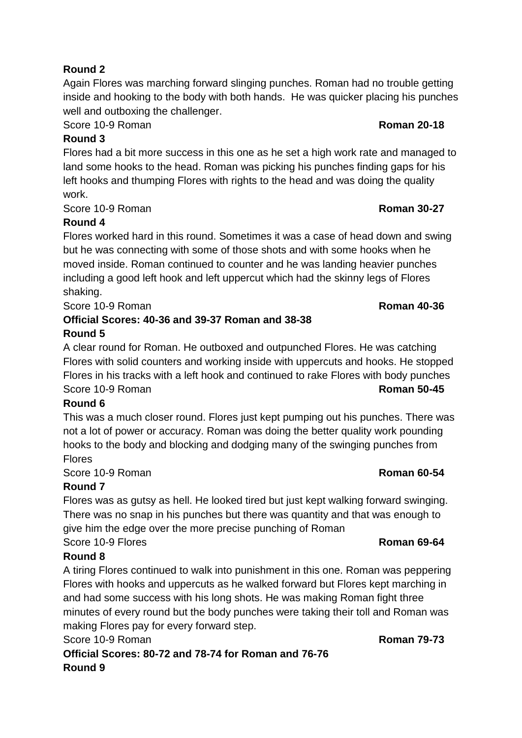**Round 2**

Again Flores was marching forward slinging punches. Roman had no trouble getting inside and hooking to the body with both hands. He was quicker placing his punches well and outboxing the challenger.

Score 10-9 Roman **Roman 20-18**

**Round 3**

Flores had a bit more success in this one as he set a high work rate and managed to land some hooks to the head. Roman was picking his punches finding gaps for his left hooks and thumping Flores with rights to the head and was doing the quality work.

Score 10-9 Roman **Roman 30-27**

**Round 4**

Flores worked hard in this round. Sometimes it was a case of head down and swing but he was connecting with some of those shots and with some hooks when he moved inside. Roman continued to counter and he was landing heavier punches including a good left hook and left uppercut which had the skinny legs of Flores shaking.

Score 10-9 Roman **Roman 40-36**

**Official Scores: 40-36 and 39-37 Roman and 38-38**

**Round 5**

A clear round for Roman. He outboxed and outpunched Flores. He was catching Flores with solid counters and working inside with uppercuts and hooks. He stopped Flores in his tracks with a left hook and continued to rake Flores with body punches

Score 10-9 Roman **Roman 50-45**

**Round 6**

This was a much closer round. Flores just kept pumping out his punches. There was not a lot of power or accuracy. Roman was doing the better quality work pounding hooks to the body and blocking and dodging many of the swinging punches from Flores

Score 10-9 Roman **Roman 60-54**

**Round 7**

Flores was as gutsy as hell. He looked tired but just kept walking forward swinging. There was no snap in his punches but there was quantity and that was enough to give him the edge over the more precise punching of Roman

Score 10-9 Flores **Roman 69-64**

**Round 8**

A tiring Flores continued to walk into punishment in this one. Roman was peppering Flores with hooks and uppercuts as he walked forward but Flores kept marching in and had some success with his long shots. He was making Roman fight three minutes of every round but the body punches were taking their toll and Roman was making Flores pay for every forward step.

Score 10-9 Roman **Roman 79-73**

**Official Scores: 80-72 and 78-74 for Roman and 76-76**

**Round 9**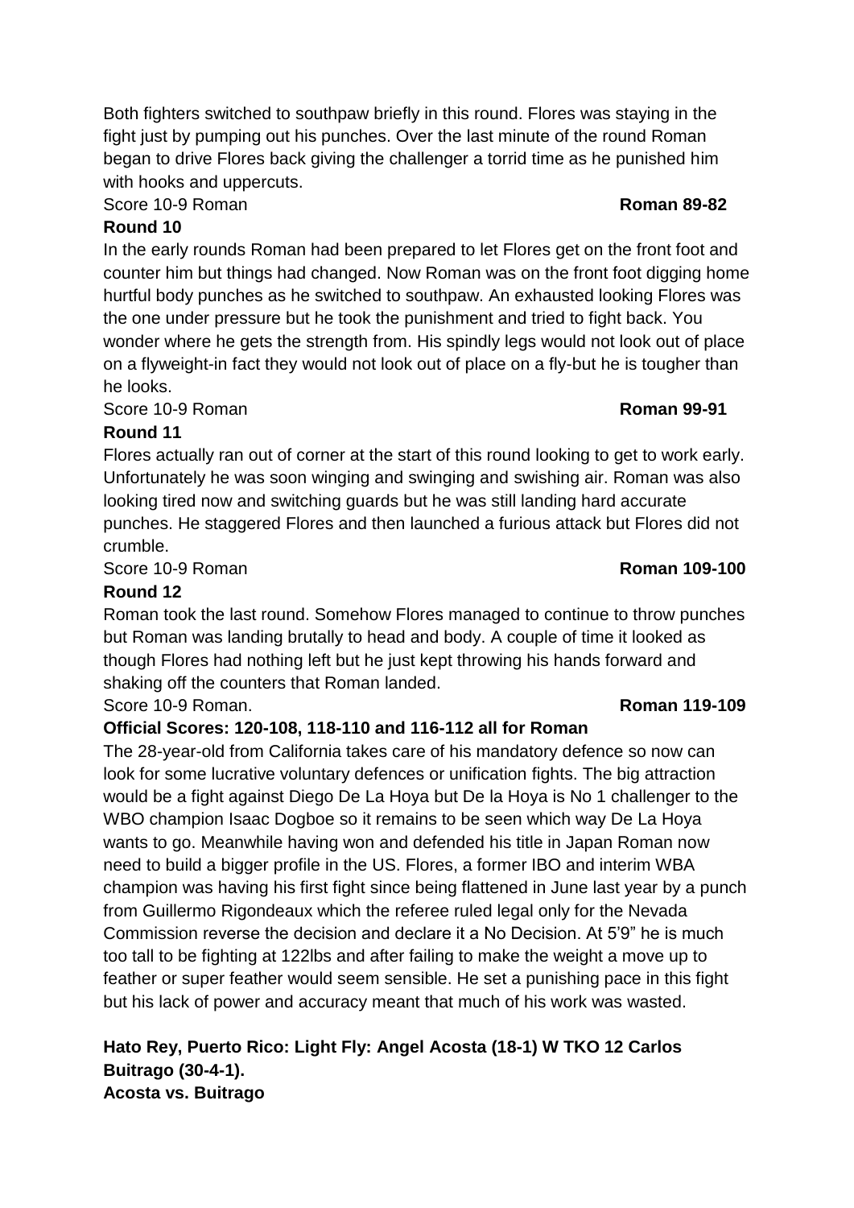Both fighters switched to southpaw briefly in this round. Flores was staying in the fight just by pumping out his punches. Over the last minute of the round Roman began to drive Flores back giving the challenger a torrid time as he punished him with hooks and uppercuts.

Score 10-9 Roman **Roman 89-82**

**Round 10**

In the early rounds Roman had been prepared to let Flores get on the front foot and counter him but things had changed. Now Roman was on the front foot digging home hurtful body punches as he switched to southpaw. An exhausted looking Flores was the one under pressure but he took the punishment and tried to fight back. You wonder where he gets the strength from. His spindly legs would not look out of place on a flyweight-in fact they would not look out of place on a fly-but he is tougher than he looks.

Score 10-9 Roman **Roman 99-91**

**Round 11**

Flores actually ran out of corner at the start of this round looking to get to work early. Unfortunately he was soon winging and swinging and swishing air. Roman was also looking tired now and switching guards but he was still landing hard accurate punches. He staggered Flores and then launched a furious attack but Flores did not crumble.

Score 10-9 Roman **Roman 109-100**

**Round 12**

Roman took the last round. Somehow Flores managed to continue to throw punches but Roman was landing brutally to head and body. A couple of time it looked as though Flores had nothing left but he just kept throwing his hands forward and shaking off the counters that Roman landed.

Score 10-9 Roman. **Roman 119-109**

**Official Scores: 120-108, 118-110 and 116-112 all for Roman**

The 28-year-old from California takes care of his mandatory defence so now can look for some lucrative voluntary defences or unification fights. The big attraction would be a fight against Diego De La Hoya but De la Hoya is No 1 challenger to the WBO champion Isaac Dogboe so it remains to be seen which way De La Hoya wants to go. Meanwhile having won and defended his title in Japan Roman now need to build a bigger profile in the US. Flores, a former IBO and interim WBA champion was having his first fight since being flattened in June last year by a punch from Guillermo Rigondeaux which the referee ruled legal only for the Nevada Commission reverse the decision and declare it a No Decision. At 5'9" he is much too tall to be fighting at 122lbs and after failing to make the weight a move up to feather or super feather would seem sensible. He set a punishing pace in this fight but his lack of power and accuracy meant that much of his work was wasted.

**Hato Rey, Puerto Rico: Light Fly: Angel Acosta (18-1) W TKO 12 Carlos Buitrago (30-4-1).**

**Acosta vs. Buitrago**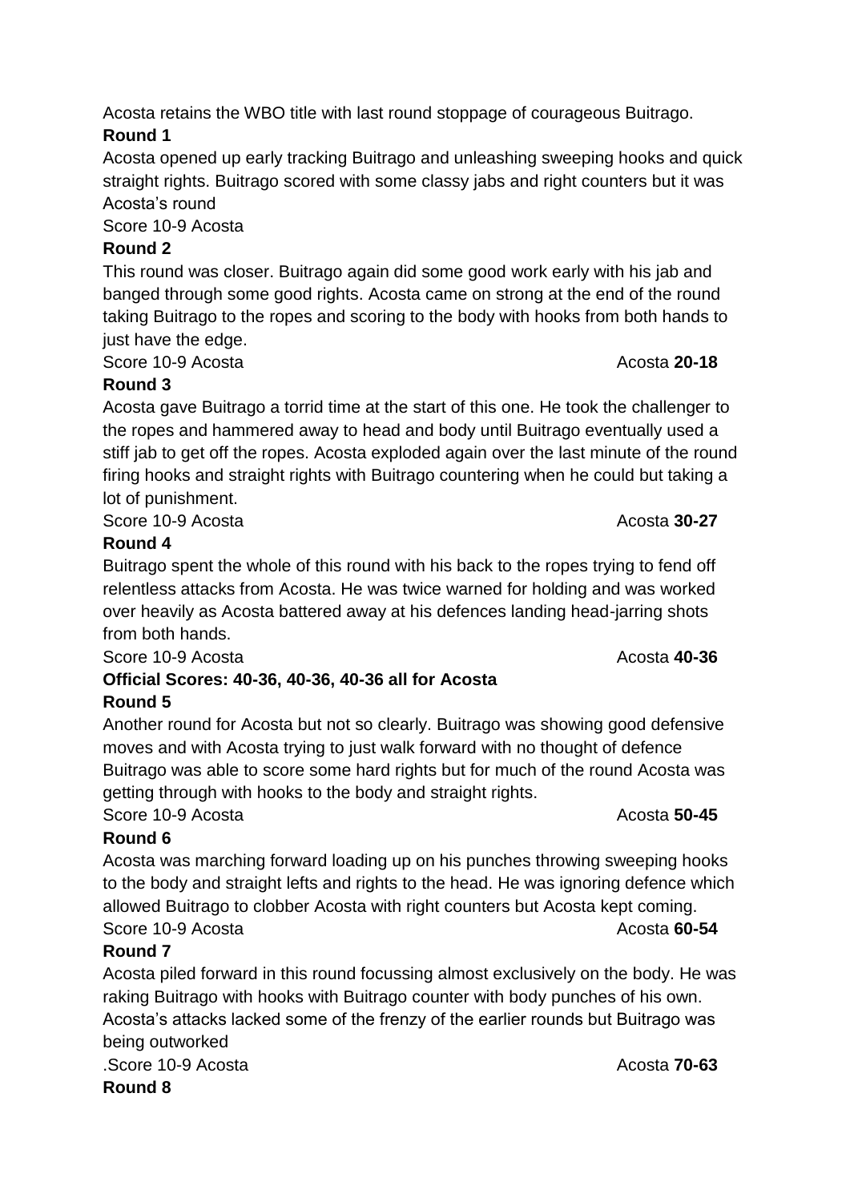Acosta retains the WBO title with last round stoppage of courageous Buitrago.

**Round 1**

Acosta opened up early tracking Buitrago and unleashing sweeping hooks and quick straight rights. Buitrago scored with some classy jabs and right counters but it was Acosta's round

Score 10-9 Acosta

**Round 2**

This round was closer. Buitrago again did some good work early with his jab and banged through some good rights. Acosta came on strong at the end of the round taking Buitrago to the ropes and scoring to the body with hooks from both hands to just have the edge.

Score 10-9 Acosta Acosta **20-18**

**Round 3**

Acosta gave Buitrago a torrid time at the start of this one. He took the challenger to the ropes and hammered away to head and body until Buitrago eventually used a stiff jab to get off the ropes. Acosta exploded again over the last minute of the round firing hooks and straight rights with Buitrago countering when he could but taking a lot of punishment.

Score 10-9 Acosta Acosta **30-27**

**Round 4**

Buitrago spent the whole of this round with his back to the ropes trying to fend off relentless attacks from Acosta. He was twice warned for holding and was worked over heavily as Acosta battered away at his defences landing head-jarring shots from both hands.

Score 10-9 Acosta Acosta **40-36**

**Official Scores: 40-36, 40-36, 40-36 all for Acosta**

**Round 5**

Another round for Acosta but not so clearly. Buitrago was showing good defensive moves and with Acosta trying to just walk forward with no thought of defence Buitrago was able to score some hard rights but for much of the round Acosta was getting through with hooks to the body and straight rights.

Score 10-9 Acosta Acosta **50-45**

**Round 6**

Acosta was marching forward loading up on his punches throwing sweeping hooks to the body and straight lefts and rights to the head. He was ignoring defence which allowed Buitrago to clobber Acosta with right counters but Acosta kept coming.

Score 10-9 Acosta Acosta **60-54**

**Round 7**

Acosta piled forward in this round focussing almost exclusively on the body. He was raking Buitrago with hooks with Buitrago counter with body punches of his own. Acosta's attacks lacked some of the frenzy of the earlier rounds but Buitrago was being outworked

.Score 10-9 Acosta Acosta **70-63**

**Round 8**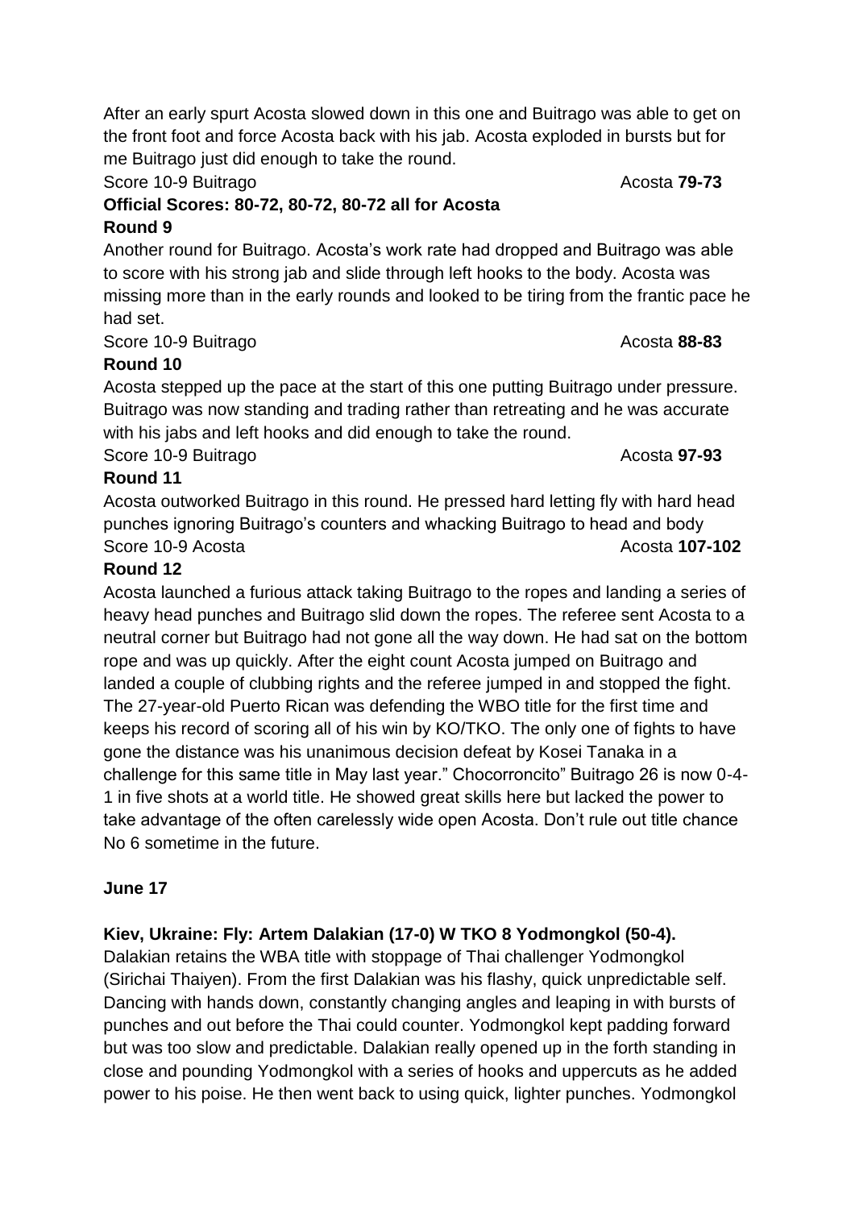After an early spurt Acosta slowed down in this one and Buitrago was able to get on the front foot and force Acosta back with his jab. Acosta exploded in bursts but for me Buitrago just did enough to take the round.

Score 10-9 Buitrago Acosta **79-73**

**Official Scores: 80-72, 80-72, 80-72 all for Acosta**

**Round 9**

Another round for Buitrago. Acosta's work rate had dropped and Buitrago was able to score with his strong jab and slide through left hooks to the body. Acosta was missing more than in the early rounds and looked to be tiring from the frantic pace he had set.

Score 10-9 Buitrago Acosta **88-83**

**Round 10**

Acosta stepped up the pace at the start of this one putting Buitrago under pressure. Buitrago was now standing and trading rather than retreating and he was accurate with his jabs and left hooks and did enough to take the round.

Score 10-9 Buitrago Acosta **97-93**

**Round 11**

Acosta outworked Buitrago in this round. He pressed hard letting fly with hard head punches ignoring Buitrago's counters and whacking Buitrago to head and body

Score 10-9 Acosta Acosta **107-102**

**Round 12**

Acosta launched a furious attack taking Buitrago to the ropes and landing a series of heavy head punches and Buitrago slid down the ropes. The referee sent Acosta to a neutral corner but Buitrago had not gone all the way down. He had sat on the bottom rope and was up quickly. After the eight count Acosta jumped on Buitrago and landed a couple of clubbing rights and the referee jumped in and stopped the fight. The 27-year-old Puerto Rican was defending the WBO title for the first time and keeps his record of scoring all of his win by KO/TKO. The only one of fights to have gone the distance was his unanimous decision defeat by Kosei Tanaka in a challenge for this same title in May last year." Chocorroncito" Buitrago 26 is now 0-4-1 in five shots at a world title. He showed great skills here but lacked the power to take advantage of the often carelessly wide open Acosta. Don't rule out title chance No 6 sometime in the future.

**June 17**

**Kiev, Ukraine: Fly: Artem Dalakian (17-0) W TKO 8 Yodmongkol (50-4).**

Dalakian retains the WBA title with stoppage of Thai challenger Yodmongkol (Sirichai Thaiyen). From the first Dalakian was his flashy, quick unpredictable self. Dancing with hands down, constantly changing angles and leaping in with bursts of punches and out before the Thai could counter. Yodmongkol kept padding forward but was too slow and predictable. Dalakian really opened up in the forth standing in close and pounding Yodmongkol with a series of hooks and uppercuts as he added power to his poise. He then went back to using quick, lighter punches. Yodmongkol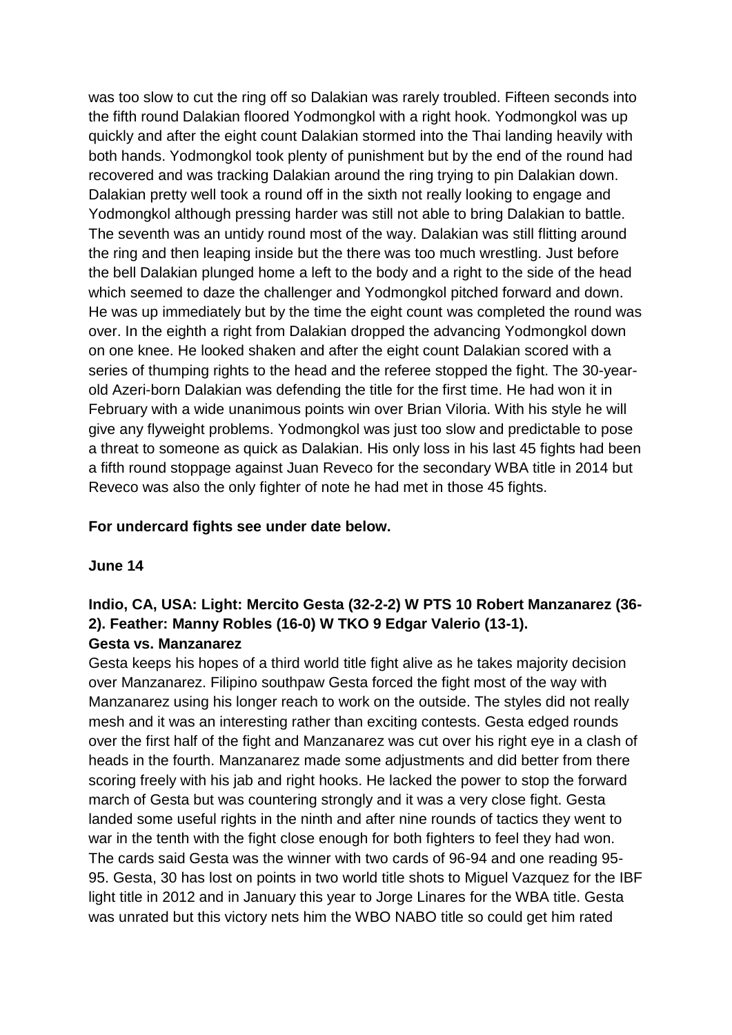was too slow to cut the ring off so Dalakian was rarely troubled. Fifteen seconds into the fifth round Dalakian floored Yodmongkol with a right hook. Yodmongkol was up quickly and after the eight count Dalakian stormed into the Thai landing heavily with both hands. Yodmongkol took plenty of punishment but by the end of the round had recovered and was tracking Dalakian around the ring trying to pin Dalakian down. Dalakian pretty well took a round off in the sixth not really looking to engage and Yodmongkol although pressing harder was still not able to bring Dalakian to battle. The seventh was an untidy round most of the way. Dalakian was still flitting around the ring and then leaping inside but the there was too much wrestling. Just before the bell Dalakian plunged home a left to the body and a right to the side of the head which seemed to daze the challenger and Yodmongkol pitched forward and down. He was up immediately but by the time the eight count was completed the round was over. In the eighth a right from Dalakian dropped the advancing Yodmongkol down on one knee. He looked shaken and after the eight count Dalakian scored with a series of thumping rights to the head and the referee stopped the fight. The 30-year-old Azeri-born Dalakian was defending the title for the first time. He had won it in February with a wide unanimous points win over Brian Viloria. With his style he will give any flyweight problems. Yodmongkol was just too slow and predictable to pose a threat to someone as quick as Dalakian. His only loss in his last 45 fights had been a fifth round stoppage against Juan Reveco for the secondary WBA title in 2014 but Reveco was also the only fighter of note he had met in those 45 fights.

**For undercard fights see under date below.**

**June 14**

**Indio, CA, USA: Light: Mercito Gesta (32-2-2) W PTS 10 Robert Manzanarez (36-2). Feather: Manny Robles (16-0) W TKO 9 Edgar Valerio (13-1).**
**Gesta vs. Manzanarez**

Gesta keeps his hopes of a third world title fight alive as he takes majority decision over Manzanarez. Filipino southpaw Gesta forced the fight most of the way with Manzanarez using his longer reach to work on the outside. The styles did not really mesh and it was an interesting rather than exciting contests. Gesta edged rounds over the first half of the fight and Manzanarez was cut over his right eye in a clash of heads in the fourth. Manzanarez made some adjustments and did better from there scoring freely with his jab and right hooks. He lacked the power to stop the forward march of Gesta but was countering strongly and it was a very close fight. Gesta landed some useful rights in the ninth and after nine rounds of tactics they went to war in the tenth with the fight close enough for both fighters to feel they had won. The cards said Gesta was the winner with two cards of 96-94 and one reading 95-95. Gesta, 30 has lost on points in two world title shots to Miguel Vazquez for the IBF light title in 2012 and in January this year to Jorge Linares for the WBA title. Gesta was unrated but this victory nets him the WBO NABO title so could get him rated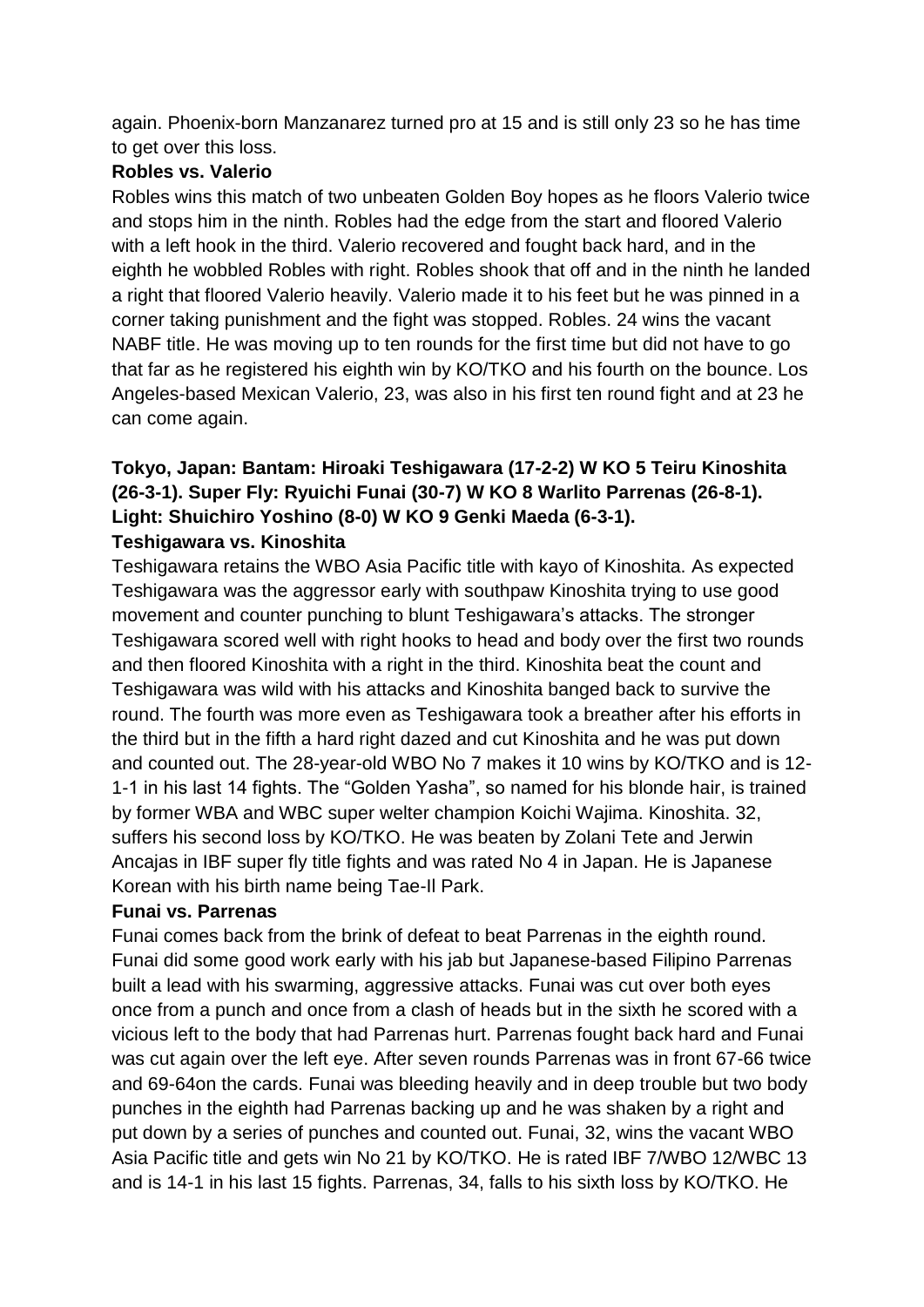again. Phoenix-born Manzanarez turned pro at 15 and is still only 23 so he has time to get over this loss.

**Robles vs. Valerio**

Robles wins this match of two unbeaten Golden Boy hopes as he floors Valerio twice and stops him in the ninth. Robles had the edge from the start and floored Valerio with a left hook in the third. Valerio recovered and fought back hard, and in the eighth he wobbled Robles with right. Robles shook that off and in the ninth he landed a right that floored Valerio heavily. Valerio made it to his feet but he was pinned in a corner taking punishment and the fight was stopped. Robles. 24 wins the vacant NABF title. He was moving up to ten rounds for the first time but did not have to go that far as he registered his eighth win by KO/TKO and his fourth on the bounce. Los Angeles-based Mexican Valerio, 23, was also in his first ten round fight and at 23 he can come again.

**Tokyo, Japan: Bantam: Hiroaki Teshigawara (17-2-2) W KO 5 Teiru Kinoshita (26-3-1). Super Fly: Ryuichi Funai (30-7) W KO 8 Warlito Parrenas (26-8-1). Light: Shuichiro Yoshino (8-0) W KO 9 Genki Maeda (6-3-1).**

**Teshigawara vs. Kinoshita**

Teshigawara retains the WBO Asia Pacific title with kayo of Kinoshita. As expected Teshigawara was the aggressor early with southpaw Kinoshita trying to use good movement and counter punching to blunt Teshigawara's attacks. The stronger Teshigawara scored well with right hooks to head and body over the first two rounds and then floored Kinoshita with a right in the third. Kinoshita beat the count and Teshigawara was wild with his attacks and Kinoshita banged back to survive the round. The fourth was more even as Teshigawara took a breather after his efforts in the third but in the fifth a hard right dazed and cut Kinoshita and he was put down and counted out. The 28-year-old WBO No 7 makes it 10 wins by KO/TKO and is 12-1-1 in his last 14 fights. The "Golden Yasha", so named for his blonde hair, is trained by former WBA and WBC super welter champion Koichi Wajima. Kinoshita. 32, suffers his second loss by KO/TKO. He was beaten by Zolani Tete and Jerwin Ancajas in IBF super fly title fights and was rated No 4 in Japan. He is Japanese Korean with his birth name being Tae-Il Park.

**Funai vs. Parrenas**

Funai comes back from the brink of defeat to beat Parrenas in the eighth round. Funai did some good work early with his jab but Japanese-based Filipino Parrenas built a lead with his swarming, aggressive attacks. Funai was cut over both eyes once from a punch and once from a clash of heads but in the sixth he scored with a vicious left to the body that had Parrenas hurt. Parrenas fought back hard and Funai was cut again over the left eye. After seven rounds Parrenas was in front 67-66 twice and 69-64on the cards. Funai was bleeding heavily and in deep trouble but two body punches in the eighth had Parrenas backing up and he was shaken by a right and put down by a series of punches and counted out. Funai, 32, wins the vacant WBO Asia Pacific title and gets win No 21 by KO/TKO. He is rated IBF 7/WBO 12/WBC 13 and is 14-1 in his last 15 fights. Parrenas, 34, falls to his sixth loss by KO/TKO. He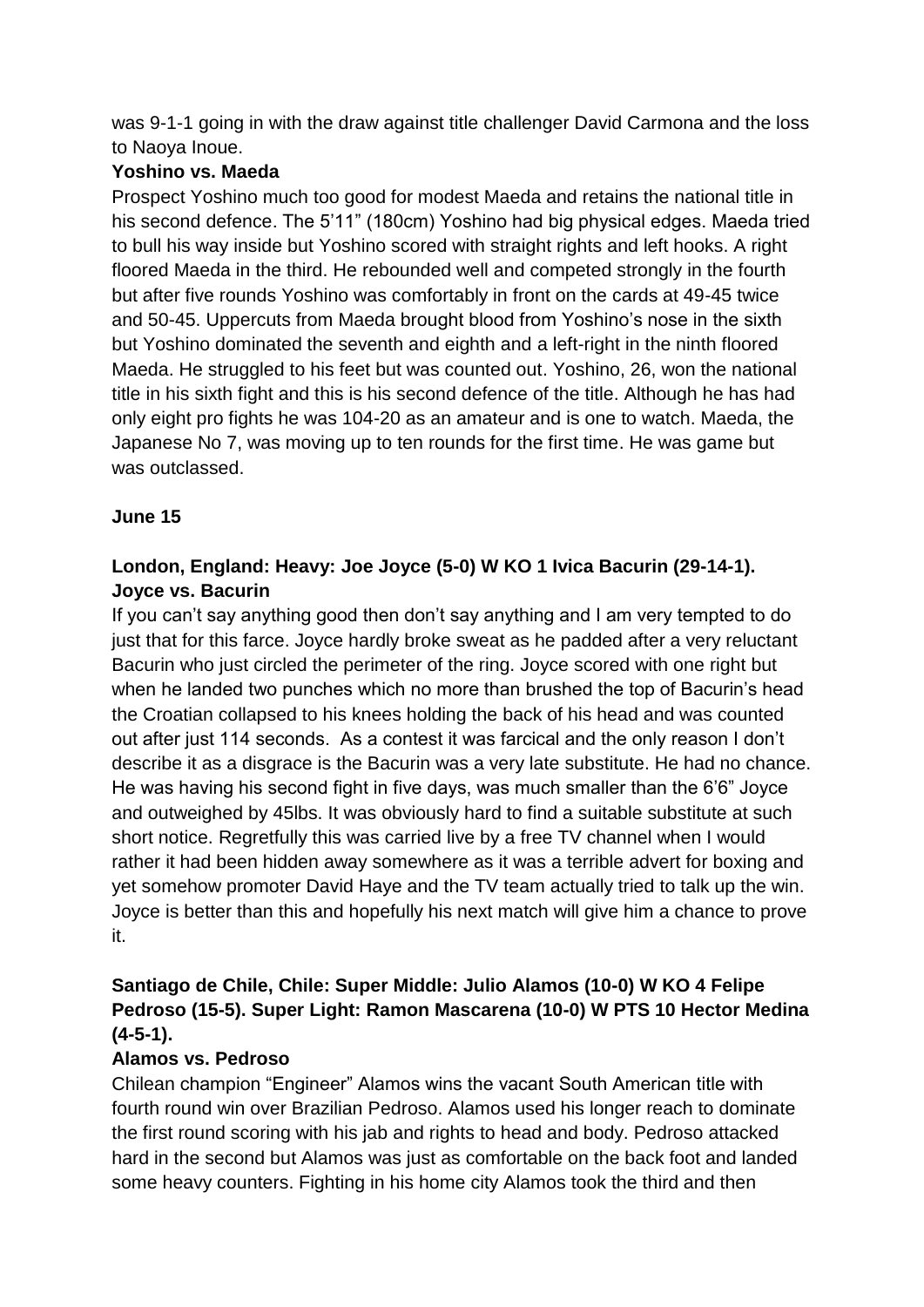was 9-1-1 going in with the draw against title challenger David Carmona and the loss to Naoya Inoue.

**Yoshino vs. Maeda**

Prospect Yoshino much too good for modest Maeda and retains the national title in his second defence. The 5'11" (180cm) Yoshino had big physical edges. Maeda tried to bull his way inside but Yoshino scored with straight rights and left hooks. A right floored Maeda in the third. He rebounded well and competed strongly in the fourth but after five rounds Yoshino was comfortably in front on the cards at 49-45 twice and 50-45. Uppercuts from Maeda brought blood from Yoshino's nose in the sixth but Yoshino dominated the seventh and eighth and a left-right in the ninth floored Maeda. He struggled to his feet but was counted out. Yoshino, 26, won the national title in his sixth fight and this is his second defence of the title. Although he has had only eight pro fights he was 104-20 as an amateur and is one to watch. Maeda, the Japanese No 7, was moving up to ten rounds for the first time. He was game but was outclassed.

**June 15**

**London, England: Heavy: Joe Joyce (5-0) W KO 1 Ivica Bacurin (29-14-1).**

**Joyce vs. Bacurin**

If you can't say anything good then don't say anything and I am very tempted to do just that for this farce. Joyce hardly broke sweat as he padded after a very reluctant Bacurin who just circled the perimeter of the ring. Joyce scored with one right but when he landed two punches which no more than brushed the top of Bacurin's head the Croatian collapsed to his knees holding the back of his head and was counted out after just 114 seconds. As a contest it was farcical and the only reason I don't describe it as a disgrace is the Bacurin was a very late substitute. He had no chance. He was having his second fight in five days, was much smaller than the 6'6" Joyce and outweighed by 45lbs. It was obviously hard to find a suitable substitute at such short notice. Regretfully this was carried live by a free TV channel when I would rather it had been hidden away somewhere as it was a terrible advert for boxing and yet somehow promoter David Haye and the TV team actually tried to talk up the win. Joyce is better than this and hopefully his next match will give him a chance to prove it.

**Santiago de Chile, Chile: Super Middle: Julio Alamos (10-0) W KO 4 Felipe Pedroso (15-5). Super Light: Ramon Mascarena (10-0) W PTS 10 Hector Medina (4-5-1).**

**Alamos vs. Pedroso**

Chilean champion "Engineer" Alamos wins the vacant South American title with fourth round win over Brazilian Pedroso. Alamos used his longer reach to dominate the first round scoring with his jab and rights to head and body. Pedroso attacked hard in the second but Alamos was just as comfortable on the back foot and landed some heavy counters. Fighting in his home city Alamos took the third and then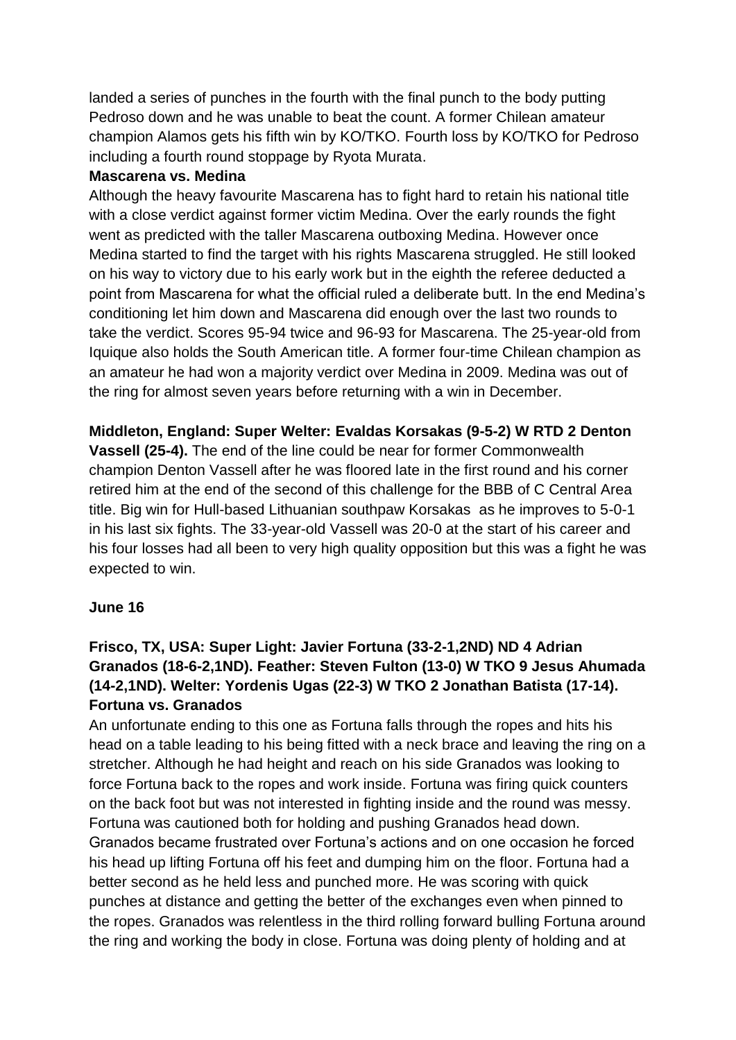landed a series of punches in the fourth with the final punch to the body putting Pedroso down and he was unable to beat the count. A former Chilean amateur champion Alamos gets his fifth win by KO/TKO. Fourth loss by KO/TKO for Pedroso including a fourth round stoppage by Ryota Murata.

**Mascarena vs. Medina**

Although the heavy favourite Mascarena has to fight hard to retain his national title with a close verdict against former victim Medina. Over the early rounds the fight went as predicted with the taller Mascarena outboxing Medina. However once Medina started to find the target with his rights Mascarena struggled. He still looked on his way to victory due to his early work but in the eighth the referee deducted a point from Mascarena for what the official ruled a deliberate butt. In the end Medina's conditioning let him down and Mascarena did enough over the last two rounds to take the verdict. Scores 95-94 twice and 96-93 for Mascarena. The 25-year-old from Iquique also holds the South American title. A former four-time Chilean champion as an amateur he had won a majority verdict over Medina in 2009. Medina was out of the ring for almost seven years before returning with a win in December.

**Middleton, England: Super Welter: Evaldas Korsakas (9-5-2) W RTD 2 Denton Vassell (25-4).** The end of the line could be near for former Commonwealth champion Denton Vassell after he was floored late in the first round and his corner retired him at the end of the second of this challenge for the BBB of C Central Area title. Big win for Hull-based Lithuanian southpaw Korsakas as he improves to 5-0-1 in his last six fights. The 33-year-old Vassell was 20-0 at the start of his career and his four losses had all been to very high quality opposition but this was a fight he was expected to win.

**June 16**

**Frisco, TX, USA: Super Light: Javier Fortuna (33-2-1,2ND) ND 4 Adrian Granados (18-6-2,1ND). Feather: Steven Fulton (13-0) W TKO 9 Jesus Ahumada (14-2,1ND). Welter: Yordenis Ugas (22-3) W TKO 2 Jonathan Batista (17-14).**

**Fortuna vs. Granados**

An unfortunate ending to this one as Fortuna falls through the ropes and hits his head on a table leading to his being fitted with a neck brace and leaving the ring on a stretcher. Although he had height and reach on his side Granados was looking to force Fortuna back to the ropes and work inside. Fortuna was firing quick counters on the back foot but was not interested in fighting inside and the round was messy. Fortuna was cautioned both for holding and pushing Granados head down. Granados became frustrated over Fortuna's actions and on one occasion he forced his head up lifting Fortuna off his feet and dumping him on the floor. Fortuna had a better second as he held less and punched more. He was scoring with quick punches at distance and getting the better of the exchanges even when pinned to the ropes. Granados was relentless in the third rolling forward bulling Fortuna around the ring and working the body in close. Fortuna was doing plenty of holding and at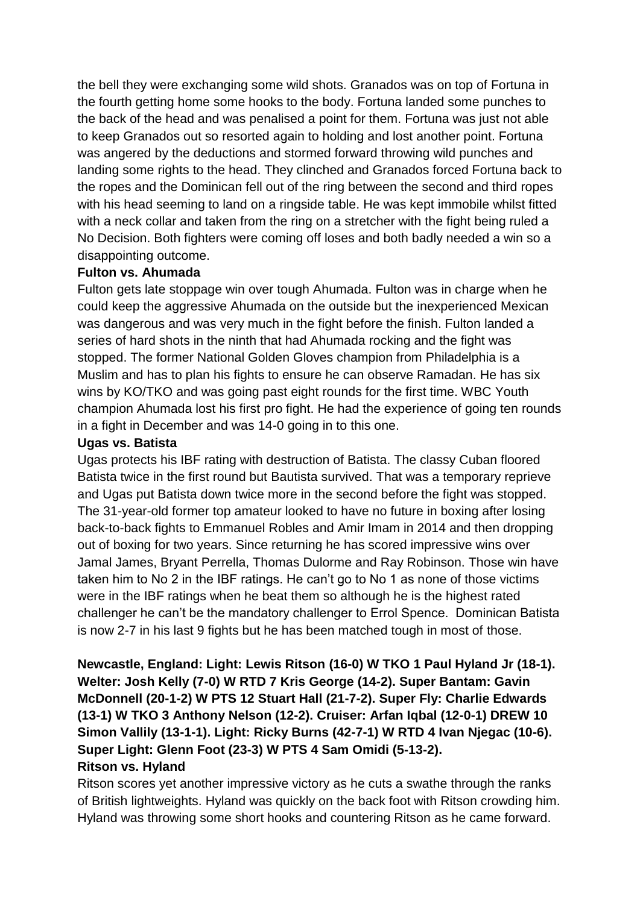the bell they were exchanging some wild shots. Granados was on top of Fortuna in the fourth getting home some hooks to the body. Fortuna landed some punches to the back of the head and was penalised a point for them. Fortuna was just not able to keep Granados out so resorted again to holding and lost another point. Fortuna was angered by the deductions and stormed forward throwing wild punches and landing some rights to the head. They clinched and Granados forced Fortuna back to the ropes and the Dominican fell out of the ring between the second and third ropes with his head seeming to land on a ringside table. He was kept immobile whilst fitted with a neck collar and taken from the ring on a stretcher with the fight being ruled a No Decision. Both fighters were coming off loses and both badly needed a win so a disappointing outcome.

**Fulton vs. Ahumada**

Fulton gets late stoppage win over tough Ahumada. Fulton was in charge when he could keep the aggressive Ahumada on the outside but the inexperienced Mexican was dangerous and was very much in the fight before the finish. Fulton landed a series of hard shots in the ninth that had Ahumada rocking and the fight was stopped. The former National Golden Gloves champion from Philadelphia is a Muslim and has to plan his fights to ensure he can observe Ramadan. He has six wins by KO/TKO and was going past eight rounds for the first time. WBC Youth champion Ahumada lost his first pro fight. He had the experience of going ten rounds in a fight in December and was 14-0 going in to this one.

**Ugas vs. Batista**

Ugas protects his IBF rating with destruction of Batista. The classy Cuban floored Batista twice in the first round but Bautista survived. That was a temporary reprieve and Ugas put Batista down twice more in the second before the fight was stopped. The 31-year-old former top amateur looked to have no future in boxing after losing back-to-back fights to Emmanuel Robles and Amir Imam in 2014 and then dropping out of boxing for two years. Since returning he has scored impressive wins over Jamal James, Bryant Perrella, Thomas Dulorme and Ray Robinson. Those win have taken him to No 2 in the IBF ratings. He can't go to No 1 as none of those victims were in the IBF ratings when he beat them so although he is the highest rated challenger he can't be the mandatory challenger to Errol Spence. Dominican Batista is now 2-7 in his last 9 fights but he has been matched tough in most of those.

**Newcastle, England: Light: Lewis Ritson (16-0) W TKO 1 Paul Hyland Jr (18-1). Welter: Josh Kelly (7-0) W RTD 7 Kris George (14-2). Super Bantam: Gavin McDonnell (20-1-2) W PTS 12 Stuart Hall (21-7-2). Super Fly: Charlie Edwards (13-1) W TKO 3 Anthony Nelson (12-2). Cruiser: Arfan Iqbal (12-0-1) DREW 10 Simon Vallily (13-1-1). Light: Ricky Burns (42-7-1) W RTD 4 Ivan Njegac (10-6). Super Light: Glenn Foot (23-3) W PTS 4 Sam Omidi (5-13-2).**

**Ritson vs. Hyland**

Ritson scores yet another impressive victory as he cuts a swathe through the ranks of British lightweights. Hyland was quickly on the back foot with Ritson crowding him. Hyland was throwing some short hooks and countering Ritson as he came forward.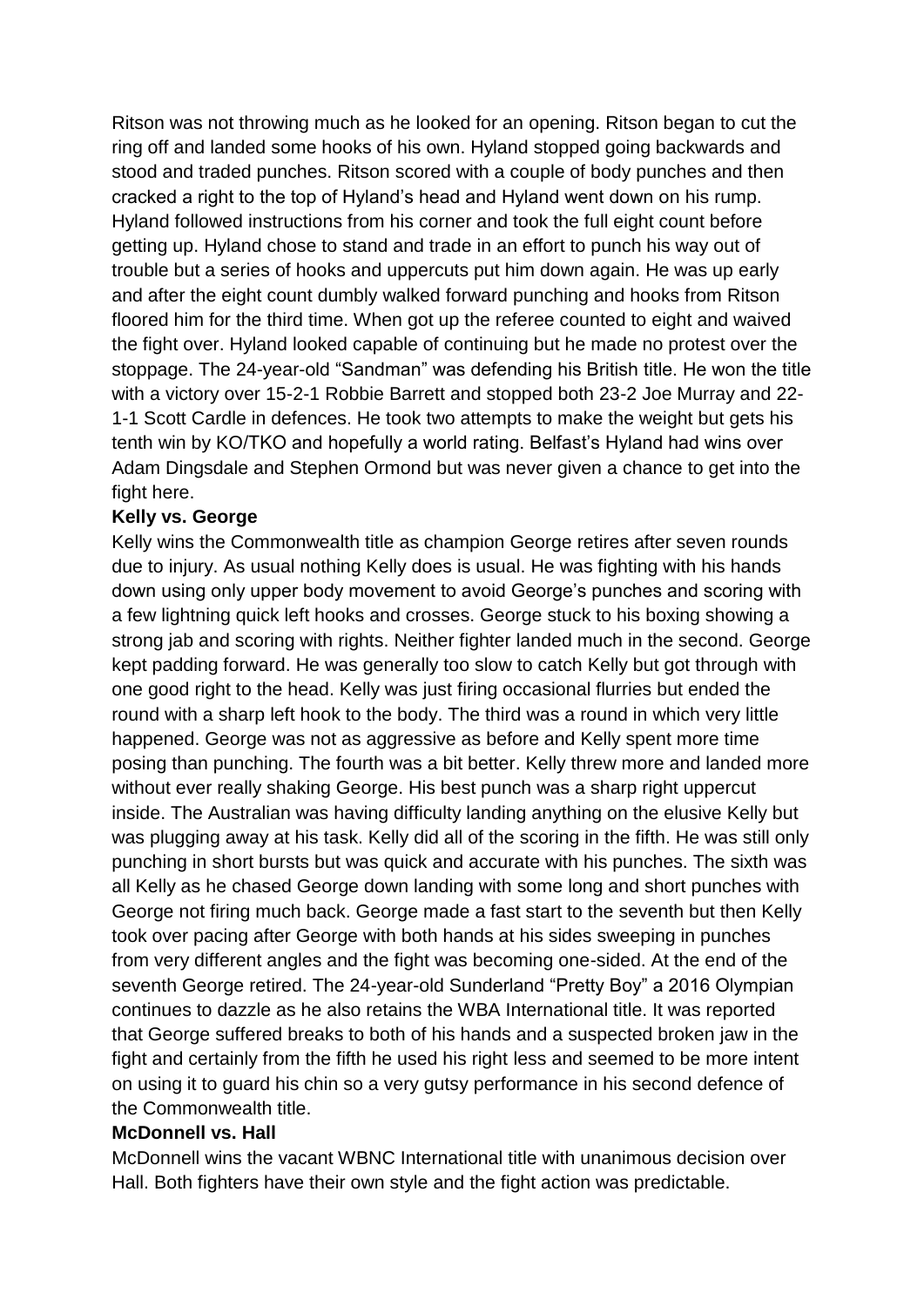Ritson was not throwing much as he looked for an opening. Ritson began to cut the ring off and landed some hooks of his own. Hyland stopped going backwards and stood and traded punches. Ritson scored with a couple of body punches and then cracked a right to the top of Hyland's head and Hyland went down on his rump. Hyland followed instructions from his corner and took the full eight count before getting up. Hyland chose to stand and trade in an effort to punch his way out of trouble but a series of hooks and uppercuts put him down again. He was up early and after the eight count dumbly walked forward punching and hooks from Ritson floored him for the third time. When got up the referee counted to eight and waived the fight over. Hyland looked capable of continuing but he made no protest over the stoppage. The 24-year-old "Sandman" was defending his British title. He won the title with a victory over 15-2-1 Robbie Barrett and stopped both 23-2 Joe Murray and 22-1-1 Scott Cardle in defences. He took two attempts to make the weight but gets his tenth win by KO/TKO and hopefully a world rating. Belfast's Hyland had wins over Adam Dingsdale and Stephen Ormond but was never given a chance to get into the fight here.

**Kelly vs. George**

Kelly wins the Commonwealth title as champion George retires after seven rounds due to injury. As usual nothing Kelly does is usual. He was fighting with his hands down using only upper body movement to avoid George's punches and scoring with a few lightning quick left hooks and crosses. George stuck to his boxing showing a strong jab and scoring with rights. Neither fighter landed much in the second. George kept padding forward. He was generally too slow to catch Kelly but got through with one good right to the head. Kelly was just firing occasional flurries but ended the round with a sharp left hook to the body. The third was a round in which very little happened. George was not as aggressive as before and Kelly spent more time posing than punching. The fourth was a bit better. Kelly threw more and landed more without ever really shaking George. His best punch was a sharp right uppercut inside. The Australian was having difficulty landing anything on the elusive Kelly but was plugging away at his task. Kelly did all of the scoring in the fifth. He was still only punching in short bursts but was quick and accurate with his punches. The sixth was all Kelly as he chased George down landing with some long and short punches with George not firing much back. George made a fast start to the seventh but then Kelly took over pacing after George with both hands at his sides sweeping in punches from very different angles and the fight was becoming one-sided. At the end of the seventh George retired. The 24-year-old Sunderland "Pretty Boy" a 2016 Olympian continues to dazzle as he also retains the WBA International title. It was reported that George suffered breaks to both of his hands and a suspected broken jaw in the fight and certainly from the fifth he used his right less and seemed to be more intent on using it to guard his chin so a very gutsy performance in his second defence of the Commonwealth title.

**McDonnell vs. Hall**

McDonnell wins the vacant WBNC International title with unanimous decision over Hall. Both fighters have their own style and the fight action was predictable.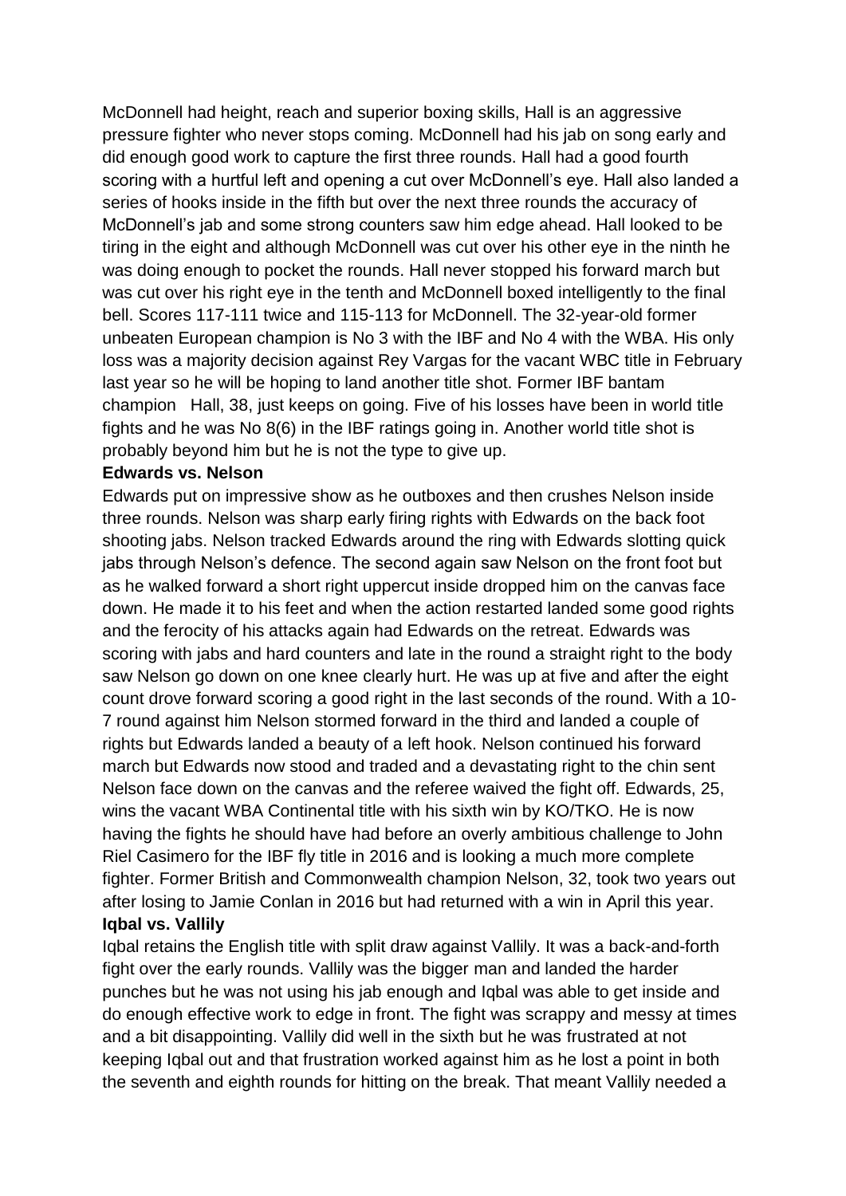McDonnell had height, reach and superior boxing skills, Hall is an aggressive pressure fighter who never stops coming. McDonnell had his jab on song early and did enough good work to capture the first three rounds. Hall had a good fourth scoring with a hurtful left and opening a cut over McDonnell's eye. Hall also landed a series of hooks inside in the fifth but over the next three rounds the accuracy of McDonnell's jab and some strong counters saw him edge ahead. Hall looked to be tiring in the eight and although McDonnell was cut over his other eye in the ninth he was doing enough to pocket the rounds. Hall never stopped his forward march but was cut over his right eye in the tenth and McDonnell boxed intelligently to the final bell. Scores 117-111 twice and 115-113 for McDonnell. The 32-year-old former unbeaten European champion is No 3 with the IBF and No 4 with the WBA. His only loss was a majority decision against Rey Vargas for the vacant WBC title in February last year so he will be hoping to land another title shot. Former IBF bantam champion Hall, 38, just keeps on going. Five of his losses have been in world title fights and he was No 8(6) in the IBF ratings going in. Another world title shot is probably beyond him but he is not the type to give up.

**Edwards vs. Nelson**

Edwards put on impressive show as he outboxes and then crushes Nelson inside three rounds. Nelson was sharp early firing rights with Edwards on the back foot shooting jabs. Nelson tracked Edwards around the ring with Edwards slotting quick jabs through Nelson's defence. The second again saw Nelson on the front foot but as he walked forward a short right uppercut inside dropped him on the canvas face down. He made it to his feet and when the action restarted landed some good rights and the ferocity of his attacks again had Edwards on the retreat. Edwards was scoring with jabs and hard counters and late in the round a straight right to the body saw Nelson go down on one knee clearly hurt. He was up at five and after the eight count drove forward scoring a good right in the last seconds of the round. With a 10-7 round against him Nelson stormed forward in the third and landed a couple of rights but Edwards landed a beauty of a left hook. Nelson continued his forward march but Edwards now stood and traded and a devastating right to the chin sent Nelson face down on the canvas and the referee waived the fight off. Edwards, 25, wins the vacant WBA Continental title with his sixth win by KO/TKO. He is now having the fights he should have had before an overly ambitious challenge to John Riel Casimero for the IBF fly title in 2016 and is looking a much more complete fighter. Former British and Commonwealth champion Nelson, 32, took two years out after losing to Jamie Conlan in 2016 but had returned with a win in April this year.

**Iqbal vs. Vallily**

Iqbal retains the English title with split draw against Vallily. It was a back-and-forth fight over the early rounds. Vallily was the bigger man and landed the harder punches but he was not using his jab enough and Iqbal was able to get inside and do enough effective work to edge in front. The fight was scrappy and messy at times and a bit disappointing. Vallily did well in the sixth but he was frustrated at not keeping Iqbal out and that frustration worked against him as he lost a point in both the seventh and eighth rounds for hitting on the break. That meant Vallily needed a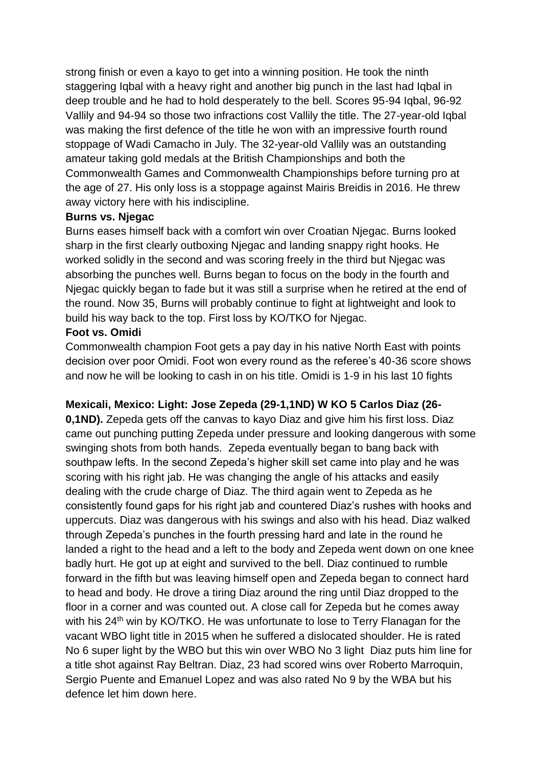strong finish or even a kayo to get into a winning position. He took the ninth staggering Iqbal with a heavy right and another big punch in the last had Iqbal in deep trouble and he had to hold desperately to the bell. Scores 95-94 Iqbal, 96-92 Vallily and 94-94 so those two infractions cost Vallily the title. The 27-year-old Iqbal was making the first defence of the title he won with an impressive fourth round stoppage of Wadi Camacho in July. The 32-year-old Vallily was an outstanding amateur taking gold medals at the British Championships and both the Commonwealth Games and Commonwealth Championships before turning pro at the age of 27. His only loss is a stoppage against Mairis Breidis in 2016. He threw away victory here with his indiscipline.

**Burns vs. Njegac**

Burns eases himself back with a comfort win over Croatian Njegac. Burns looked sharp in the first clearly outboxing Njegac and landing snappy right hooks. He worked solidly in the second and was scoring freely in the third but Njegac was absorbing the punches well. Burns began to focus on the body in the fourth and Njegac quickly began to fade but it was still a surprise when he retired at the end of the round. Now 35, Burns will probably continue to fight at lightweight and look to build his way back to the top. First loss by KO/TKO for Njegac.

**Foot vs. Omidi**

Commonwealth champion Foot gets a pay day in his native North East with points decision over poor Omidi. Foot won every round as the referee's 40-36 score shows and now he will be looking to cash in on his title. Omidi is 1-9 in his last 10 fights

**Mexicali, Mexico: Light: Jose Zepeda (29-1,1ND) W KO 5 Carlos Diaz (26-0,1ND).** Zepeda gets off the canvas to kayo Diaz and give him his first loss. Diaz came out punching putting Zepeda under pressure and looking dangerous with some swinging shots from both hands. Zepeda eventually began to bang back with southpaw lefts. In the second Zepeda's higher skill set came into play and he was scoring with his right jab. He was changing the angle of his attacks and easily dealing with the crude charge of Diaz. The third again went to Zepeda as he consistently found gaps for his right jab and countered Diaz's rushes with hooks and uppercuts. Diaz was dangerous with his swings and also with his head. Diaz walked through Zepeda's punches in the fourth pressing hard and late in the round he landed a right to the head and a left to the body and Zepeda went down on one knee badly hurt. He got up at eight and survived to the bell. Diaz continued to rumble forward in the fifth but was leaving himself open and Zepeda began to connect hard to head and body. He drove a tiring Diaz around the ring until Diaz dropped to the floor in a corner and was counted out. A close call for Zepeda but he comes away with his 24th win by KO/TKO. He was unfortunate to lose to Terry Flanagan for the vacant WBO light title in 2015 when he suffered a dislocated shoulder. He is rated No 6 super light by the WBO but this win over WBO No 3 light Diaz puts him line for a title shot against Ray Beltran. Diaz, 23 had scored wins over Roberto Marroquin, Sergio Puente and Emanuel Lopez and was also rated No 9 by the WBA but his defence let him down here.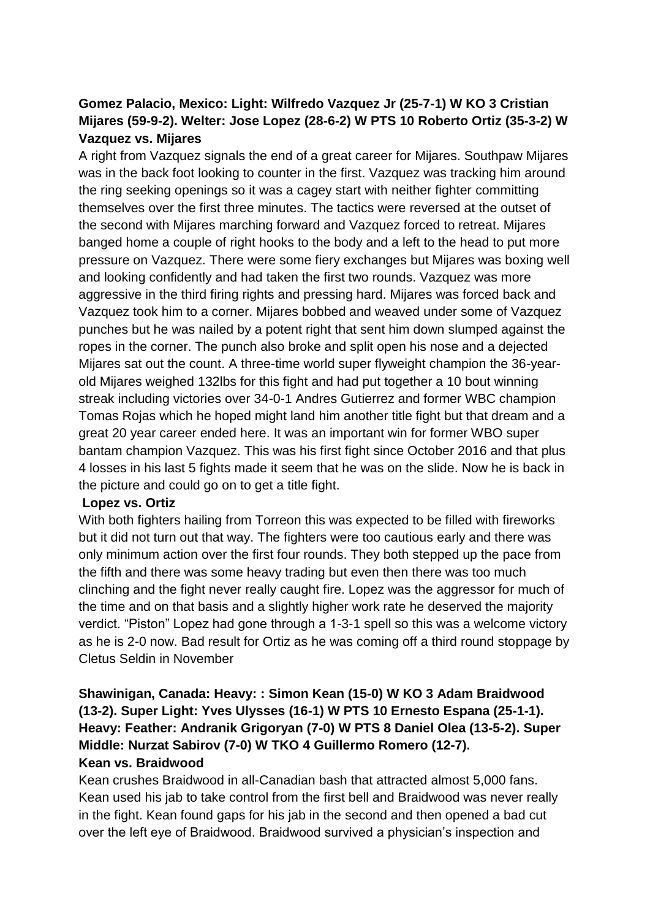**Gomez Palacio, Mexico: Light: Wilfredo Vazquez Jr (25-7-1) W KO 3 Cristian Mijares (59-9-2). Welter: Jose Lopez (28-6-2) W PTS 10 Roberto Ortiz (35-3-2) W**
**Vazquez vs. Mijares**

A right from Vazquez signals the end of a great career for Mijares. Southpaw Mijares was in the back foot looking to counter in the first. Vazquez was tracking him around the ring seeking openings so it was a cagey start with neither fighter committing themselves over the first three minutes. The tactics were reversed at the outset of the second with Mijares marching forward and Vazquez forced to retreat. Mijares banged home a couple of right hooks to the body and a left to the head to put more pressure on Vazquez. There were some fiery exchanges but Mijares was boxing well and looking confidently and had taken the first two rounds. Vazquez was more aggressive in the third firing rights and pressing hard. Mijares was forced back and Vazquez took him to a corner. Mijares bobbed and weaved under some of Vazquez punches but he was nailed by a potent right that sent him down slumped against the ropes in the corner. The punch also broke and split open his nose and a dejected Mijares sat out the count. A three-time world super flyweight champion the 36-year-old Mijares weighed 132lbs for this fight and had put together a 10 bout winning streak including victories over 34-0-1 Andres Gutierrez and former WBC champion Tomas Rojas which he hoped might land him another title fight but that dream and a great 20 year career ended here. It was an important win for former WBO super bantam champion Vazquez. This was his first fight since October 2016 and that plus 4 losses in his last 5 fights made it seem that he was on the slide. Now he is back in the picture and could go on to get a title fight.

**Lopez vs. Ortiz**

With both fighters hailing from Torreon this was expected to be filled with fireworks but it did not turn out that way. The fighters were too cautious early and there was only minimum action over the first four rounds. They both stepped up the pace from the fifth and there was some heavy trading but even then there was too much clinching and the fight never really caught fire. Lopez was the aggressor for much of the time and on that basis and a slightly higher work rate he deserved the majority verdict. "Piston" Lopez had gone through a 1-3-1 spell so this was a welcome victory as he is 2-0 now. Bad result for Ortiz as he was coming off a third round stoppage by Cletus Seldin in November

**Shawinigan, Canada: Heavy: : Simon Kean (15-0) W KO 3 Adam Braidwood (13-2). Super Light: Yves Ulysses (16-1) W PTS 10 Ernesto Espana (25-1-1). Heavy: Feather: Andranik Grigoryan (7-0) W PTS 8 Daniel Olea (13-5-2). Super Middle: Nurzat Sabirov (7-0) W TKO 4 Guillermo Romero (12-7).**
**Kean vs. Braidwood**

Kean crushes Braidwood in all-Canadian bash that attracted almost 5,000 fans. Kean used his jab to take control from the first bell and Braidwood was never really in the fight. Kean found gaps for his jab in the second and then opened a bad cut over the left eye of Braidwood. Braidwood survived a physician's inspection and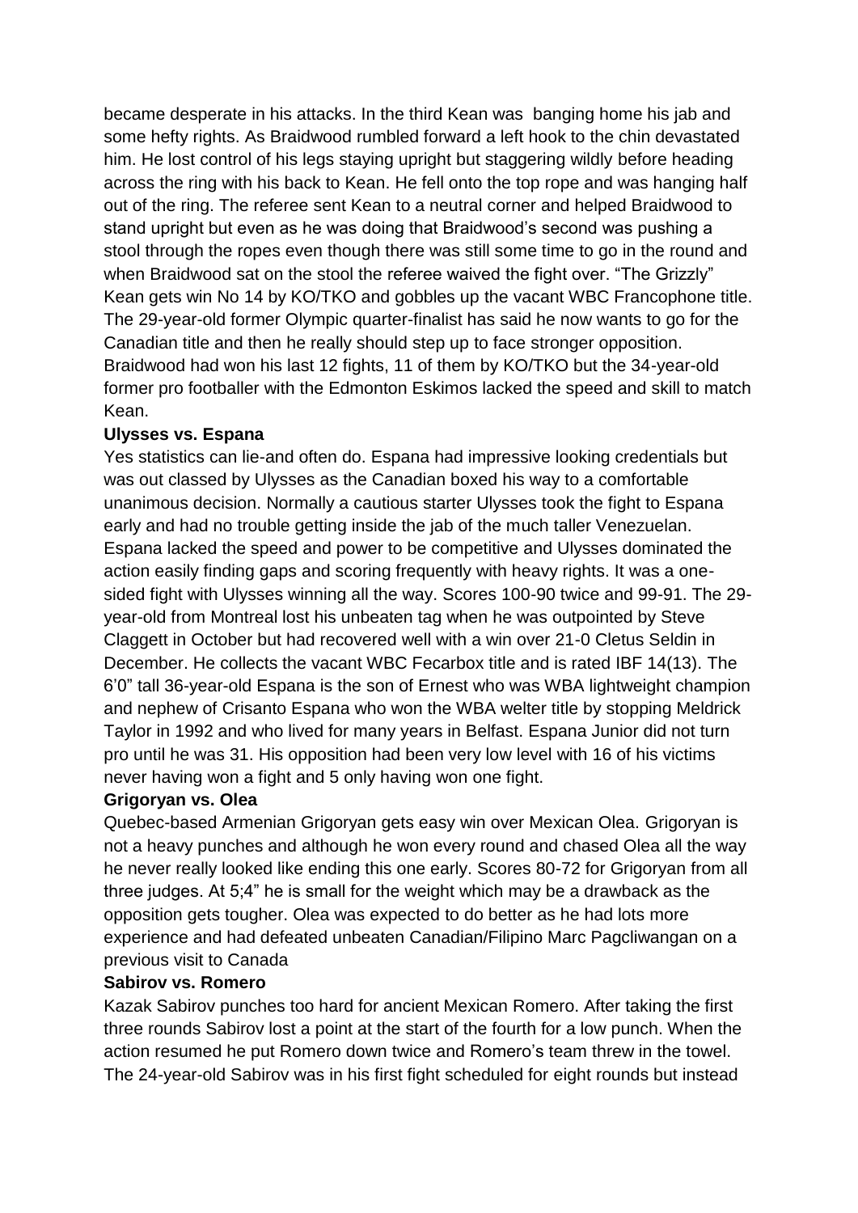became desperate in his attacks. In the third Kean was banging home his jab and some hefty rights. As Braidwood rumbled forward a left hook to the chin devastated him. He lost control of his legs staying upright but staggering wildly before heading across the ring with his back to Kean. He fell onto the top rope and was hanging half out of the ring. The referee sent Kean to a neutral corner and helped Braidwood to stand upright but even as he was doing that Braidwood's second was pushing a stool through the ropes even though there was still some time to go in the round and when Braidwood sat on the stool the referee waived the fight over. "The Grizzly" Kean gets win No 14 by KO/TKO and gobbles up the vacant WBC Francophone title. The 29-year-old former Olympic quarter-finalist has said he now wants to go for the Canadian title and then he really should step up to face stronger opposition. Braidwood had won his last 12 fights, 11 of them by KO/TKO but the 34-year-old former pro footballer with the Edmonton Eskimos lacked the speed and skill to match Kean.

**Ulysses vs. Espana**

Yes statistics can lie-and often do. Espana had impressive looking credentials but was out classed by Ulysses as the Canadian boxed his way to a comfortable unanimous decision. Normally a cautious starter Ulysses took the fight to Espana early and had no trouble getting inside the jab of the much taller Venezuelan. Espana lacked the speed and power to be competitive and Ulysses dominated the action easily finding gaps and scoring frequently with heavy rights. It was a one-sided fight with Ulysses winning all the way. Scores 100-90 twice and 99-91. The 29-year-old from Montreal lost his unbeaten tag when he was outpointed by Steve Claggett in October but had recovered well with a win over 21-0 Cletus Seldin in December. He collects the vacant WBC Fecarbox title and is rated IBF 14(13). The 6'0" tall 36-year-old Espana is the son of Ernest who was WBA lightweight champion and nephew of Crisanto Espana who won the WBA welter title by stopping Meldrick Taylor in 1992 and who lived for many years in Belfast. Espana Junior did not turn pro until he was 31. His opposition had been very low level with 16 of his victims never having won a fight and 5 only having won one fight.

**Grigoryan vs. Olea**

Quebec-based Armenian Grigoryan gets easy win over Mexican Olea. Grigoryan is not a heavy punches and although he won every round and chased Olea all the way he never really looked like ending this one early. Scores 80-72 for Grigoryan from all three judges. At 5;4" he is small for the weight which may be a drawback as the opposition gets tougher. Olea was expected to do better as he had lots more experience and had defeated unbeaten Canadian/Filipino Marc Pagcliwangan on a previous visit to Canada

**Sabirov vs. Romero**

Kazak Sabirov punches too hard for ancient Mexican Romero. After taking the first three rounds Sabirov lost a point at the start of the fourth for a low punch. When the action resumed he put Romero down twice and Romero's team threw in the towel. The 24-year-old Sabirov was in his first fight scheduled for eight rounds but instead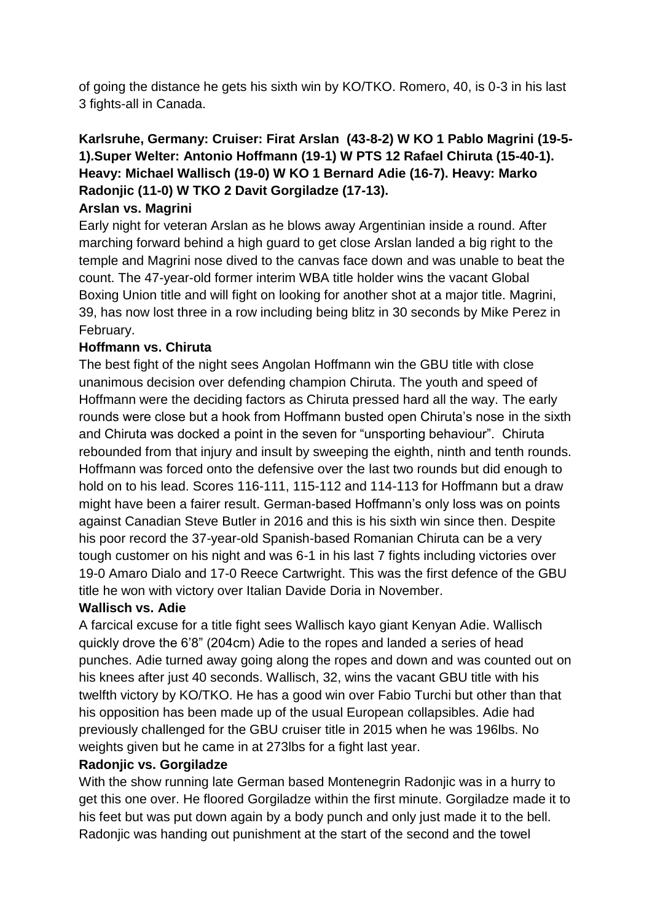of going the distance he gets his sixth win by KO/TKO. Romero, 40, is 0-3 in his last 3 fights-all in Canada.

**Karlsruhe, Germany: Cruiser: Firat Arslan (43-8-2) W KO 1 Pablo Magrini (19-5-1).Super Welter: Antonio Hoffmann (19-1) W PTS 12 Rafael Chiruta (15-40-1). Heavy: Michael Wallisch (19-0) W KO 1 Bernard Adie (16-7). Heavy: Marko Radonjic (11-0) W TKO 2 Davit Gorgiladze (17-13).**

**Arslan vs. Magrini**

Early night for veteran Arslan as he blows away Argentinian inside a round. After marching forward behind a high guard to get close Arslan landed a big right to the temple and Magrini nose dived to the canvas face down and was unable to beat the count. The 47-year-old former interim WBA title holder wins the vacant Global Boxing Union title and will fight on looking for another shot at a major title. Magrini, 39, has now lost three in a row including being blitz in 30 seconds by Mike Perez in February.

**Hoffmann vs. Chiruta**

The best fight of the night sees Angolan Hoffmann win the GBU title with close unanimous decision over defending champion Chiruta. The youth and speed of Hoffmann were the deciding factors as Chiruta pressed hard all the way. The early rounds were close but a hook from Hoffmann busted open Chiruta's nose in the sixth and Chiruta was docked a point in the seven for "unsporting behaviour". Chiruta rebounded from that injury and insult by sweeping the eighth, ninth and tenth rounds. Hoffmann was forced onto the defensive over the last two rounds but did enough to hold on to his lead. Scores 116-111, 115-112 and 114-113 for Hoffmann but a draw might have been a fairer result. German-based Hoffmann's only loss was on points against Canadian Steve Butler in 2016 and this is his sixth win since then. Despite his poor record the 37-year-old Spanish-based Romanian Chiruta can be a very tough customer on his night and was 6-1 in his last 7 fights including victories over 19-0 Amaro Dialo and 17-0 Reece Cartwright. This was the first defence of the GBU title he won with victory over Italian Davide Doria in November.

**Wallisch vs. Adie**

A farcical excuse for a title fight sees Wallisch kayo giant Kenyan Adie. Wallisch quickly drove the 6'8" (204cm) Adie to the ropes and landed a series of head punches. Adie turned away going along the ropes and down and was counted out on his knees after just 40 seconds. Wallisch, 32, wins the vacant GBU title with his twelfth victory by KO/TKO. He has a good win over Fabio Turchi but other than that his opposition has been made up of the usual European collapsibles. Adie had previously challenged for the GBU cruiser title in 2015 when he was 196lbs. No weights given but he came in at 273lbs for a fight last year.

**Radonjic vs. Gorgiladze**

With the show running late German based Montenegrin Radonjic was in a hurry to get this one over. He floored Gorgiladze within the first minute. Gorgiladze made it to his feet but was put down again by a body punch and only just made it to the bell. Radonjic was handing out punishment at the start of the second and the towel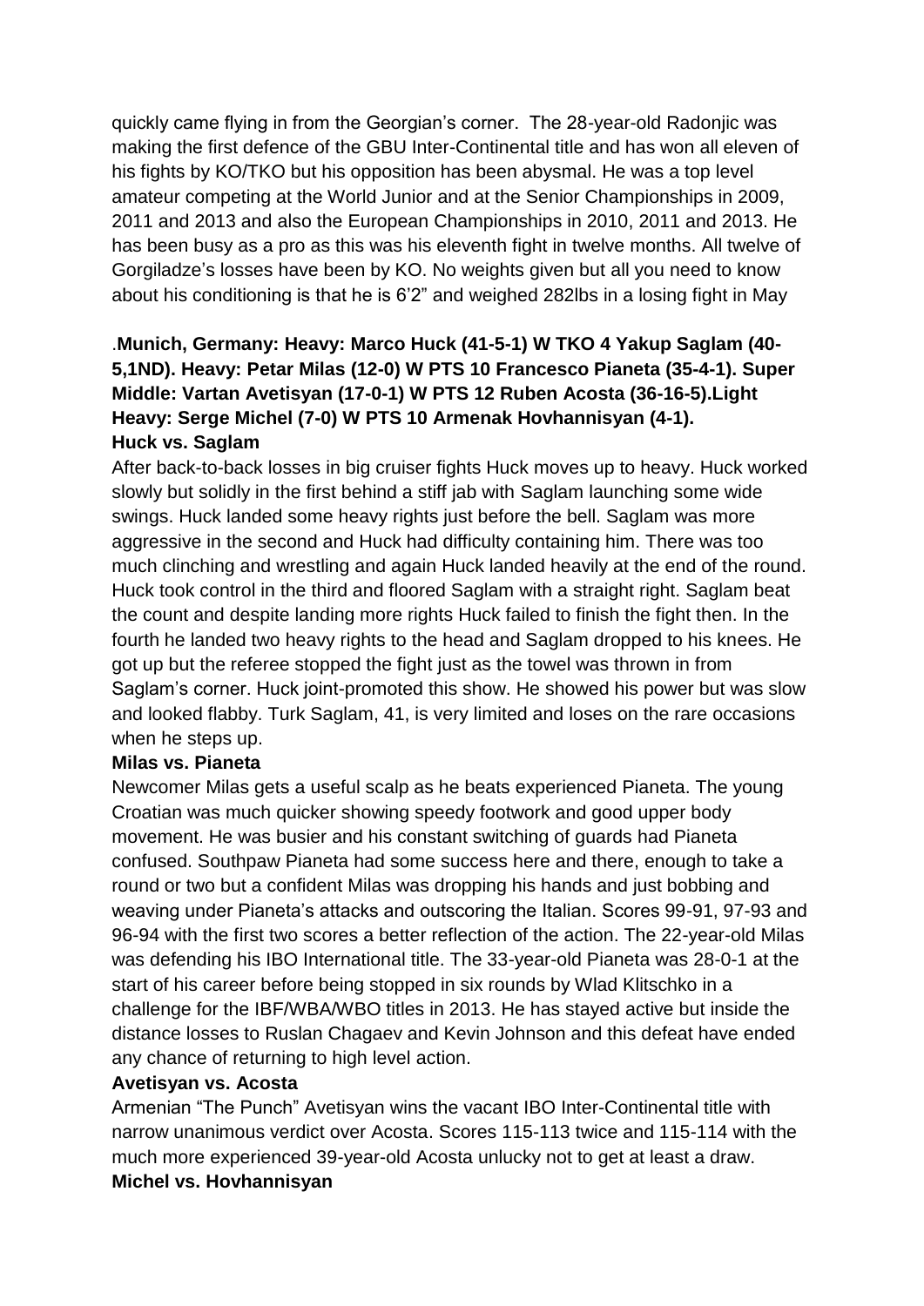quickly came flying in from the Georgian's corner. The 28-year-old Radonjic was making the first defence of the GBU Inter-Continental title and has won all eleven of his fights by KO/TKO but his opposition has been abysmal. He was a top level amateur competing at the World Junior and at the Senior Championships in 2009, 2011 and 2013 and also the European Championships in 2010, 2011 and 2013. He has been busy as a pro as this was his eleventh fight in twelve months. All twelve of Gorgiladze's losses have been by KO. No weights given but all you need to know about his conditioning is that he is 6'2" and weighed 282lbs in a losing fight in May

.**Munich, Germany: Heavy: Marco Huck (41-5-1) W TKO 4 Yakup Saglam (40-5,1ND). Heavy: Petar Milas (12-0) W PTS 10 Francesco Pianeta (35-4-1). Super Middle: Vartan Avetisyan (17-0-1) W PTS 12 Ruben Acosta (36-16-5).Light Heavy: Serge Michel (7-0) W PTS 10 Armenak Hovhannisyan (4-1).**

**Huck vs. Saglam**

After back-to-back losses in big cruiser fights Huck moves up to heavy. Huck worked slowly but solidly in the first behind a stiff jab with Saglam launching some wide swings. Huck landed some heavy rights just before the bell. Saglam was more aggressive in the second and Huck had difficulty containing him. There was too much clinching and wrestling and again Huck landed heavily at the end of the round. Huck took control in the third and floored Saglam with a straight right. Saglam beat the count and despite landing more rights Huck failed to finish the fight then. In the fourth he landed two heavy rights to the head and Saglam dropped to his knees. He got up but the referee stopped the fight just as the towel was thrown in from Saglam's corner. Huck joint-promoted this show. He showed his power but was slow and looked flabby. Turk Saglam, 41, is very limited and loses on the rare occasions when he steps up.

**Milas vs. Pianeta**

Newcomer Milas gets a useful scalp as he beats experienced Pianeta. The young Croatian was much quicker showing speedy footwork and good upper body movement. He was busier and his constant switching of guards had Pianeta confused. Southpaw Pianeta had some success here and there, enough to take a round or two but a confident Milas was dropping his hands and just bobbing and weaving under Pianeta's attacks and outscoring the Italian. Scores 99-91, 97-93 and 96-94 with the first two scores a better reflection of the action. The 22-year-old Milas was defending his IBO International title. The 33-year-old Pianeta was 28-0-1 at the start of his career before being stopped in six rounds by Wlad Klitschko in a challenge for the IBF/WBA/WBO titles in 2013. He has stayed active but inside the distance losses to Ruslan Chagaev and Kevin Johnson and this defeat have ended any chance of returning to high level action.

**Avetisyan vs. Acosta**

Armenian "The Punch" Avetisyan wins the vacant IBO Inter-Continental title with narrow unanimous verdict over Acosta. Scores 115-113 twice and 115-114 with the much more experienced 39-year-old Acosta unlucky not to get at least a draw.

**Michel vs. Hovhannisyan**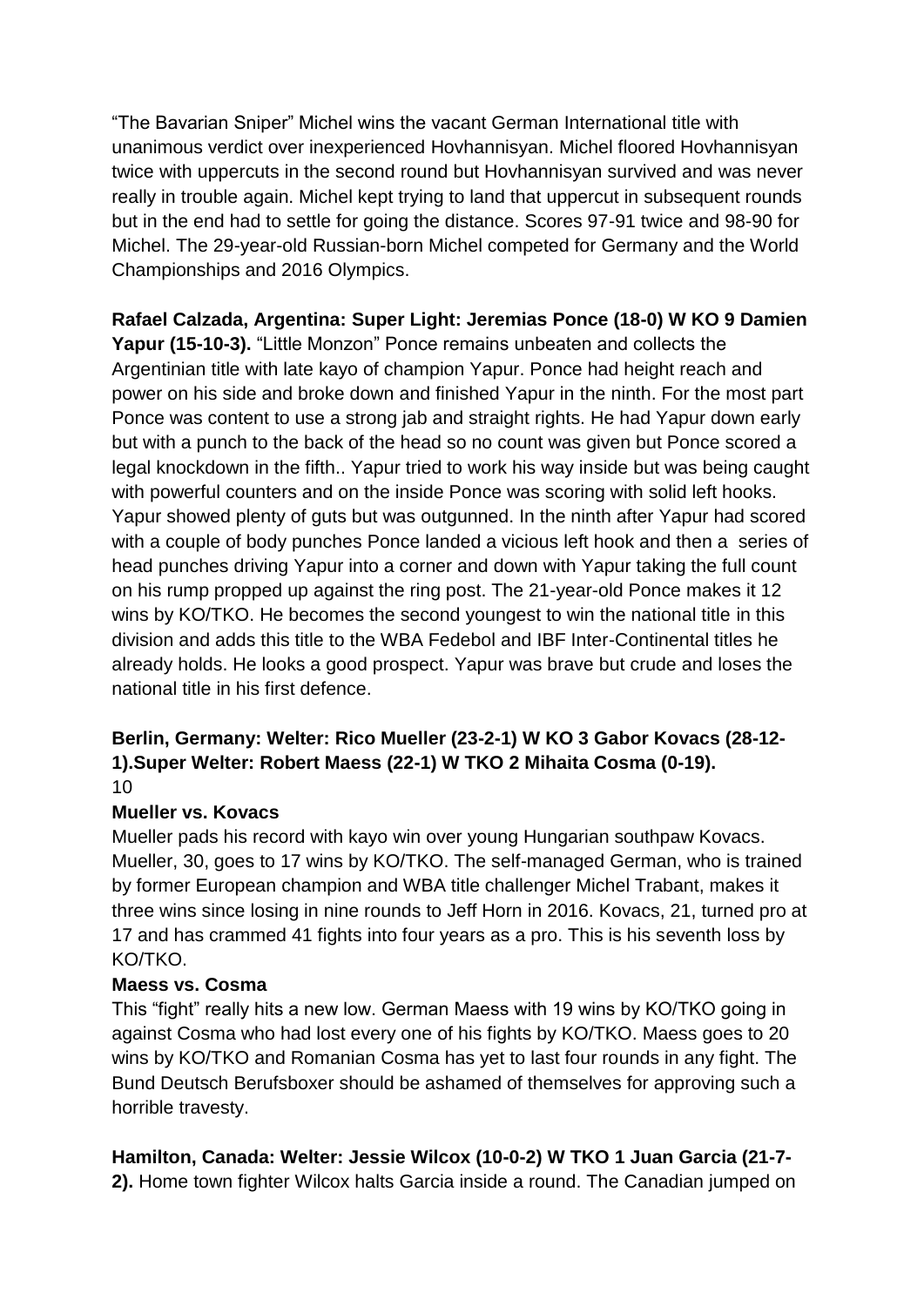"The Bavarian Sniper" Michel wins the vacant German International title with unanimous verdict over inexperienced Hovhannisyan. Michel floored Hovhannisyan twice with uppercuts in the second round but Hovhannisyan survived and was never really in trouble again. Michel kept trying to land that uppercut in subsequent rounds but in the end had to settle for going the distance. Scores 97-91 twice and 98-90 for Michel. The 29-year-old Russian-born Michel competed for Germany and the World Championships and 2016 Olympics.

**Rafael Calzada, Argentina: Super Light: Jeremias Ponce (18-0) W KO 9 Damien Yapur (15-10-3).** "Little Monzon" Ponce remains unbeaten and collects the Argentinian title with late kayo of champion Yapur. Ponce had height reach and power on his side and broke down and finished Yapur in the ninth. For the most part Ponce was content to use a strong jab and straight rights. He had Yapur down early but with a punch to the back of the head so no count was given but Ponce scored a legal knockdown in the fifth.. Yapur tried to work his way inside but was being caught with powerful counters and on the inside Ponce was scoring with solid left hooks. Yapur showed plenty of guts but was outgunned. In the ninth after Yapur had scored with a couple of body punches Ponce landed a vicious left hook and then a series of head punches driving Yapur into a corner and down with Yapur taking the full count on his rump propped up against the ring post. The 21-year-old Ponce makes it 12 wins by KO/TKO. He becomes the second youngest to win the national title in this division and adds this title to the WBA Fedebol and IBF Inter-Continental titles he already holds. He looks a good prospect. Yapur was brave but crude and loses the national title in his first defence.

**Berlin, Germany: Welter: Rico Mueller (23-2-1) W KO 3 Gabor Kovacs (28-12-1).Super Welter: Robert Maess (22-1) W TKO 2 Mihaita Cosma (0-19).**
10

**Mueller vs. Kovacs**

Mueller pads his record with kayo win over young Hungarian southpaw Kovacs. Mueller, 30, goes to 17 wins by KO/TKO. The self-managed German, who is trained by former European champion and WBA title challenger Michel Trabant, makes it three wins since losing in nine rounds to Jeff Horn in 2016. Kovacs, 21, turned pro at 17 and has crammed 41 fights into four years as a pro. This is his seventh loss by KO/TKO.

**Maess vs. Cosma**

This "fight" really hits a new low. German Maess with 19 wins by KO/TKO going in against Cosma who had lost every one of his fights by KO/TKO. Maess goes to 20 wins by KO/TKO and Romanian Cosma has yet to last four rounds in any fight. The Bund Deutsch Berufsboxer should be ashamed of themselves for approving such a horrible travesty.

**Hamilton, Canada: Welter: Jessie Wilcox (10-0-2) W TKO 1 Juan Garcia (21-7-2).** Home town fighter Wilcox halts Garcia inside a round. The Canadian jumped on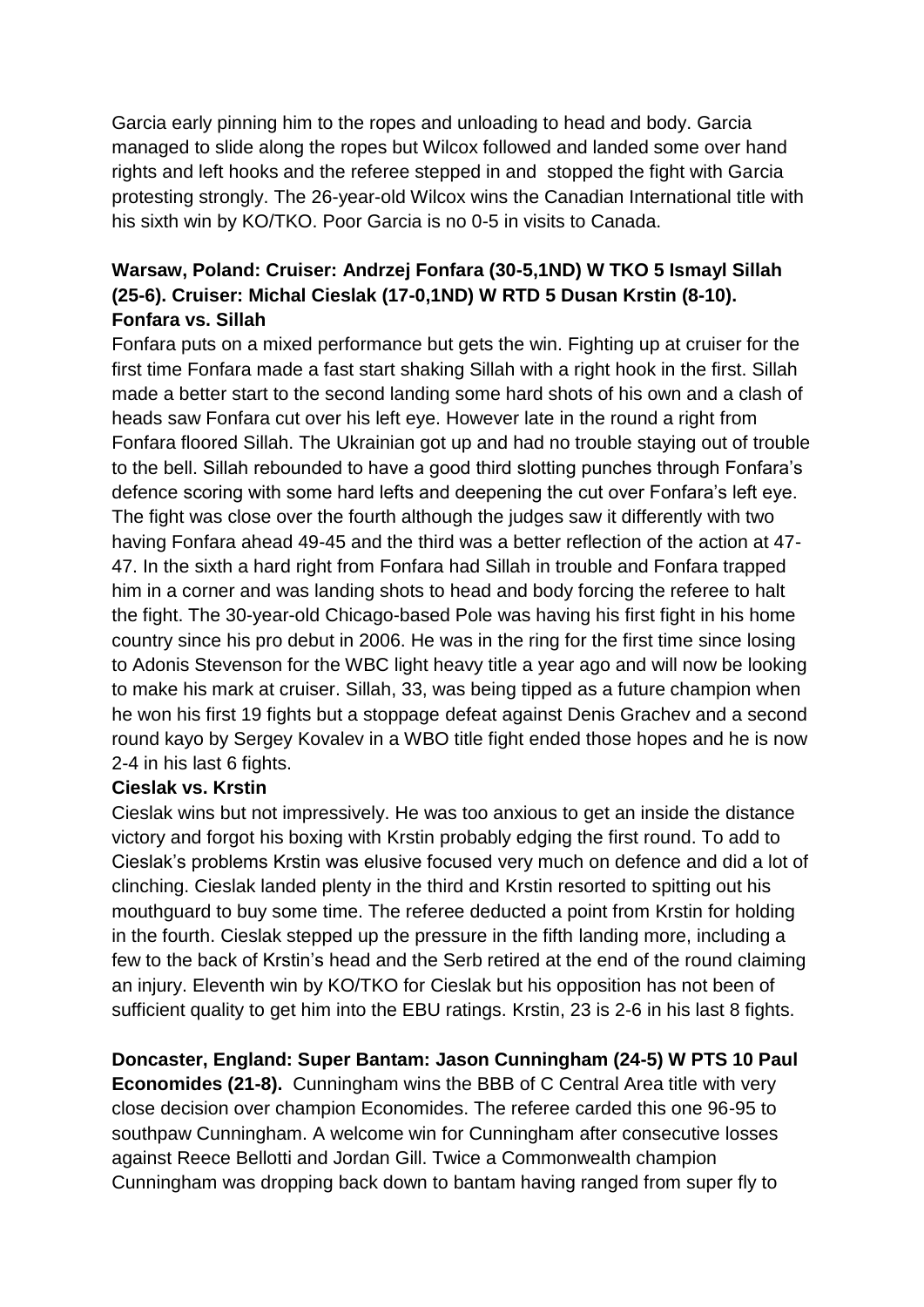Garcia early pinning him to the ropes and unloading to head and body. Garcia managed to slide along the ropes but Wilcox followed and landed some over hand rights and left hooks and the referee stepped in and stopped the fight with Garcia protesting strongly. The 26-year-old Wilcox wins the Canadian International title with his sixth win by KO/TKO. Poor Garcia is no 0-5 in visits to Canada.

**Warsaw, Poland: Cruiser: Andrzej Fonfara (30-5,1ND) W TKO 5 Ismayl Sillah (25-6). Cruiser: Michal Cieslak (17-0,1ND) W RTD 5 Dusan Krstin (8-10).**
**Fonfara vs. Sillah**
Fonfara puts on a mixed performance but gets the win. Fighting up at cruiser for the first time Fonfara made a fast start shaking Sillah with a right hook in the first. Sillah made a better start to the second landing some hard shots of his own and a clash of heads saw Fonfara cut over his left eye. However late in the round a right from Fonfara floored Sillah. The Ukrainian got up and had no trouble staying out of trouble to the bell. Sillah rebounded to have a good third slotting punches through Fonfara's defence scoring with some hard lefts and deepening the cut over Fonfara's left eye. The fight was close over the fourth although the judges saw it differently with two having Fonfara ahead 49-45 and the third was a better reflection of the action at 47-47. In the sixth a hard right from Fonfara had Sillah in trouble and Fonfara trapped him in a corner and was landing shots to head and body forcing the referee to halt the fight. The 30-year-old Chicago-based Pole was having his first fight in his home country since his pro debut in 2006. He was in the ring for the first time since losing to Adonis Stevenson for the WBC light heavy title a year ago and will now be looking to make his mark at cruiser. Sillah, 33, was being tipped as a future champion when he won his first 19 fights but a stoppage defeat against Denis Grachev and a second round kayo by Sergey Kovalev in a WBO title fight ended those hopes and he is now 2-4 in his last 6 fights.

**Cieslak vs. Krstin**
Cieslak wins but not impressively. He was too anxious to get an inside the distance victory and forgot his boxing with Krstin probably edging the first round. To add to Cieslak's problems Krstin was elusive focused very much on defence and did a lot of clinching. Cieslak landed plenty in the third and Krstin resorted to spitting out his mouthguard to buy some time. The referee deducted a point from Krstin for holding in the fourth. Cieslak stepped up the pressure in the fifth landing more, including a few to the back of Krstin's head and the Serb retired at the end of the round claiming an injury. Eleventh win by KO/TKO for Cieslak but his opposition has not been of sufficient quality to get him into the EBU ratings. Krstin, 23 is 2-6 in his last 8 fights.

**Doncaster, England: Super Bantam: Jason Cunningham (24-5) W PTS 10 Paul Economides (21-8).** Cunningham wins the BBB of C Central Area title with very close decision over champion Economides. The referee carded this one 96-95 to southpaw Cunningham. A welcome win for Cunningham after consecutive losses against Reece Bellotti and Jordan Gill. Twice a Commonwealth champion Cunningham was dropping back down to bantam having ranged from super fly to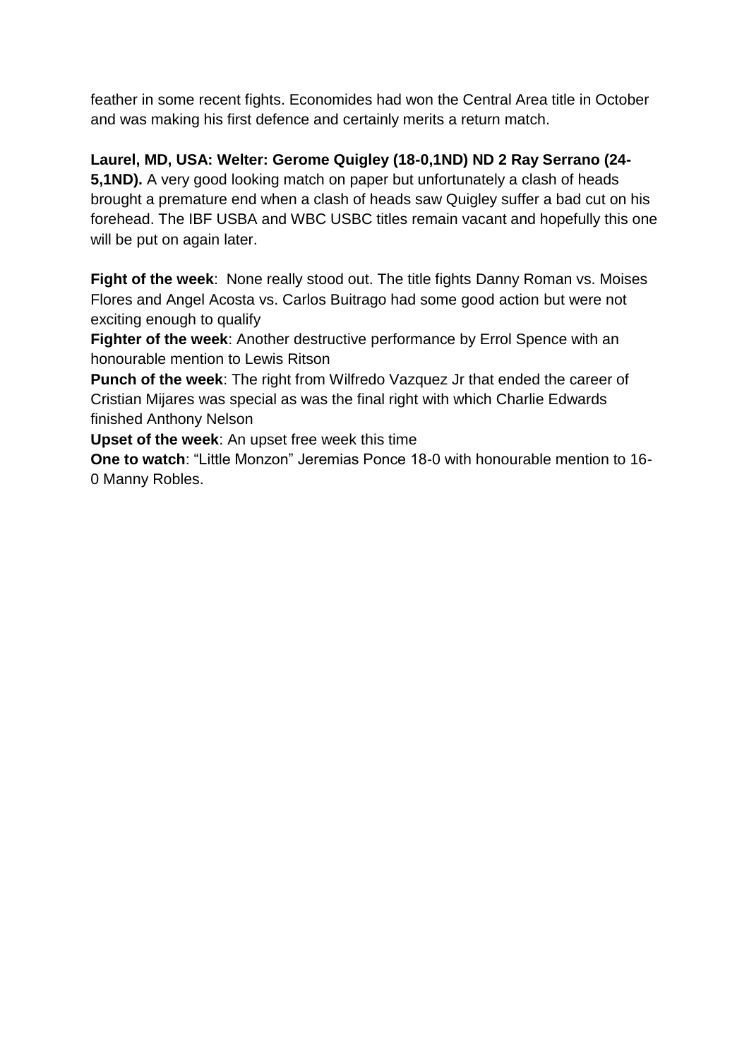feather in some recent fights. Economides had won the Central Area title in October and was making his first defence and certainly merits a return match.

**Laurel, MD, USA: Welter: Gerome Quigley (18-0,1ND) ND 2 Ray Serrano (24-5,1ND).** A very good looking match on paper but unfortunately a clash of heads brought a premature end when a clash of heads saw Quigley suffer a bad cut on his forehead. The IBF USBA and WBC USBC titles remain vacant and hopefully this one will be put on again later.

**Fight of the week**: None really stood out. The title fights Danny Roman vs. Moises Flores and Angel Acosta vs. Carlos Buitrago had some good action but were not exciting enough to qualify

**Fighter of the week**: Another destructive performance by Errol Spence with an honourable mention to Lewis Ritson

**Punch of the week**: The right from Wilfredo Vazquez Jr that ended the career of Cristian Mijares was special as was the final right with which Charlie Edwards finished Anthony Nelson

**Upset of the week**: An upset free week this time

**One to watch**: "Little Monzon" Jeremias Ponce 18-0 with honourable mention to 16-0 Manny Robles.